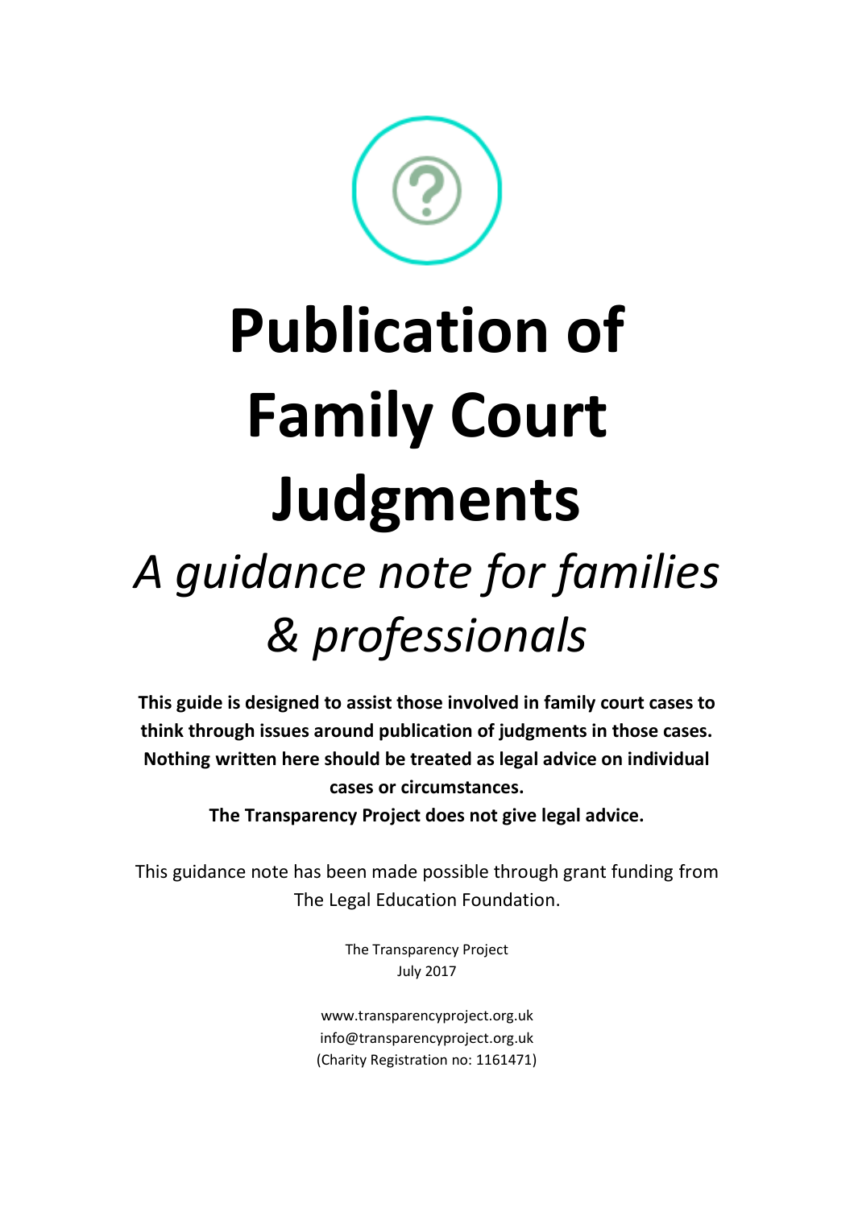# Publication of Family Court Judgments

## *A guidance note for families & professionals*

**This guide is designed to assist those involved in family court cases to think through issues around publication of judgments in those cases. Nothing written here should be treated as legal advice on individual cases or circumstances.**

**The Transparency Project does not give legal advice.**

This guidance note has been made possible through grant funding from The Legal Education Foundation.

The Transparency Project
July 2017

www.transparencyproject.org.uk
info@transparencyproject.org.uk
(Charity Registration no: 1161471)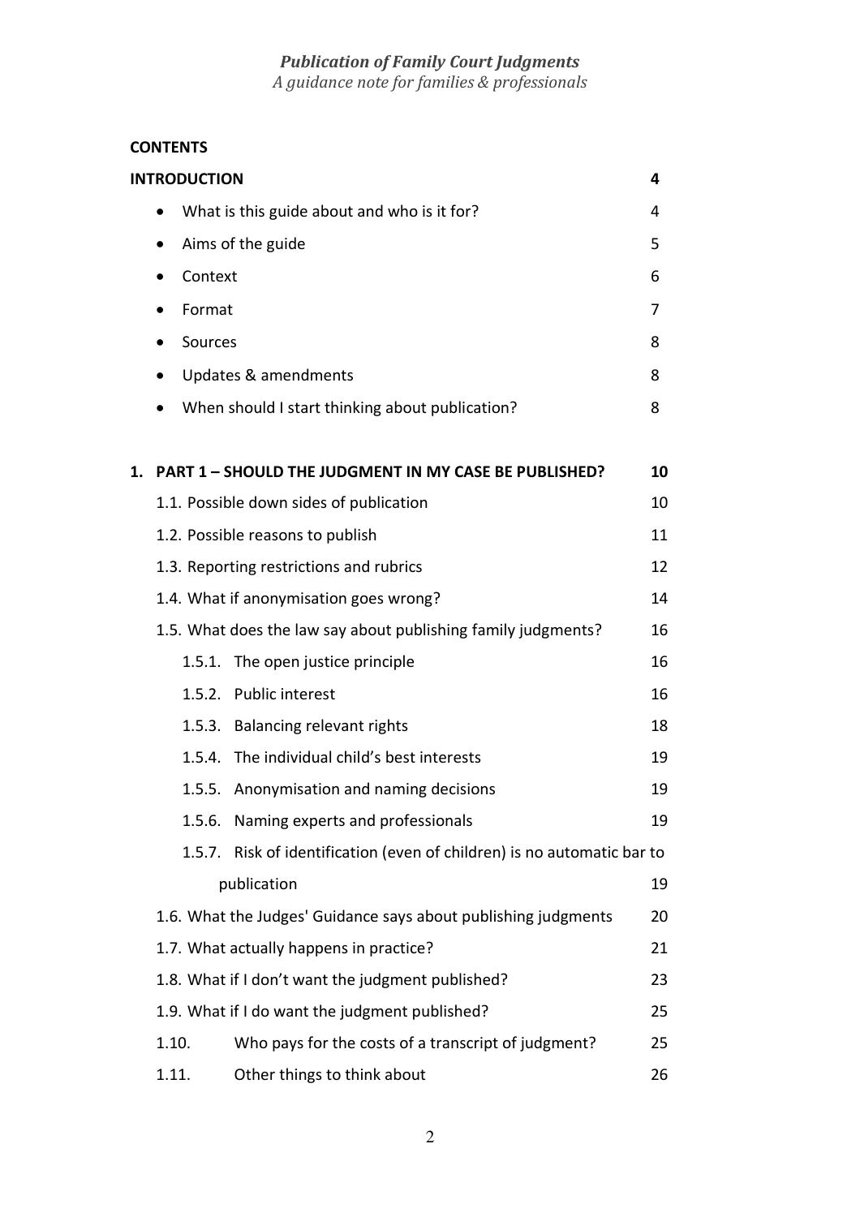*Publication of Family Court Judgments*
*A guidance note for families & professionals*

**CONTENTS**

**INTRODUCTION** 4

- What is this guide about and who is it for? 4
- Aims of the guide 5
- Context 6
- Format 7
- Sources 8
- Updates & amendments 8
- When should I start thinking about publication? 8

**1. PART 1 – SHOULD THE JUDGMENT IN MY CASE BE PUBLISHED? 10**

1.1. Possible down sides of publication 10

1.2. Possible reasons to publish 11

1.3. Reporting restrictions and rubrics 12

1.4. What if anonymisation goes wrong? 14

1.5. What does the law say about publishing family judgments? 16

  1.5.1. The open justice principle 16

  1.5.2. Public interest 16

  1.5.3. Balancing relevant rights 18

  1.5.4. The individual child's best interests 19

  1.5.5. Anonymisation and naming decisions 19

  1.5.6. Naming experts and professionals 19

  1.5.7. Risk of identification (even of children) is no automatic bar to publication 19

1.6. What the Judges' Guidance says about publishing judgments 20

1.7. What actually happens in practice? 21

1.8. What if I don't want the judgment published? 23

1.9. What if I do want the judgment published? 25

1.10. Who pays for the costs of a transcript of judgment? 25

1.11. Other things to think about 26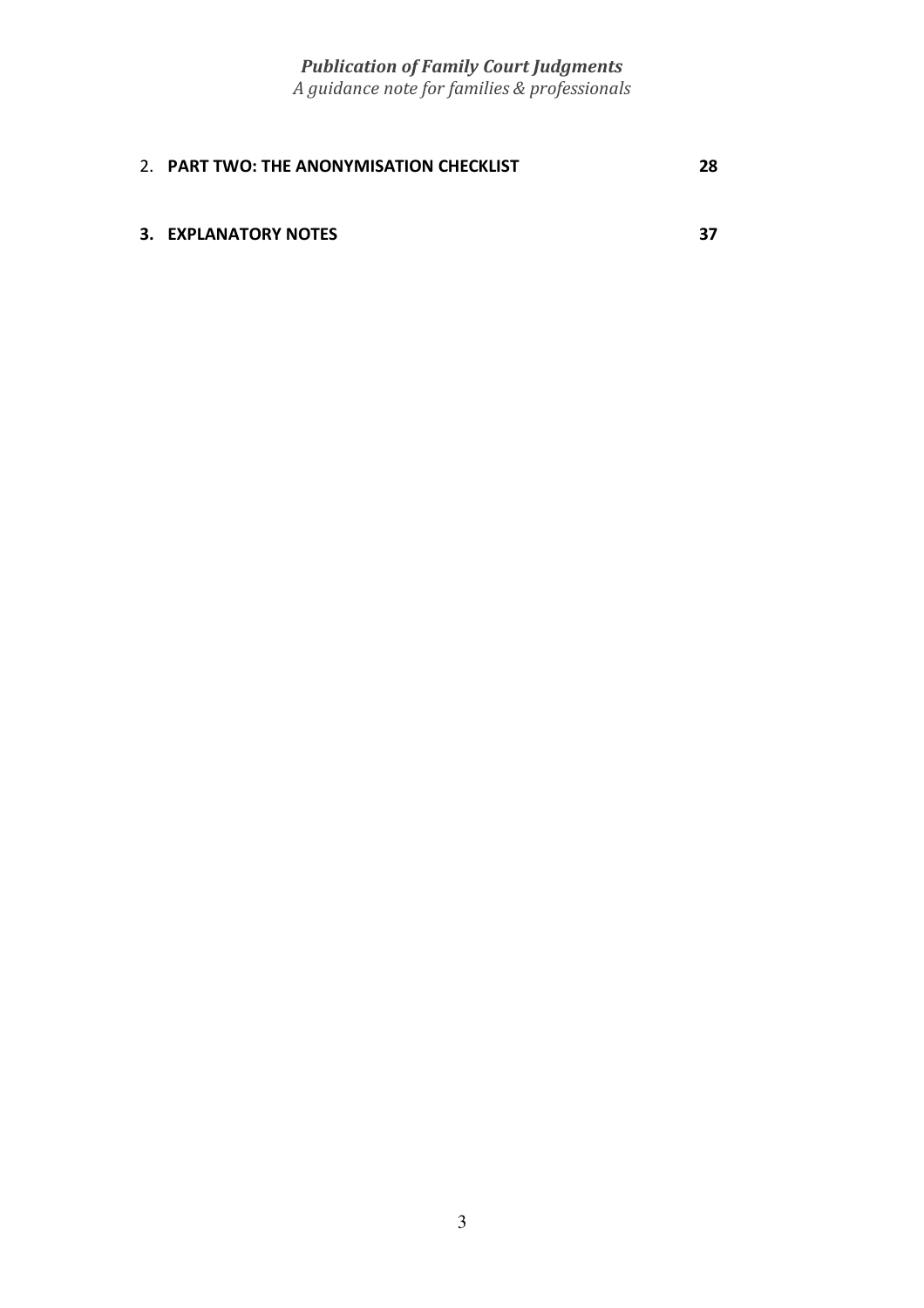2. **PART TWO: THE ANONYMISATION CHECKLIST** **28**

**3. EXPLANATORY NOTES** **37**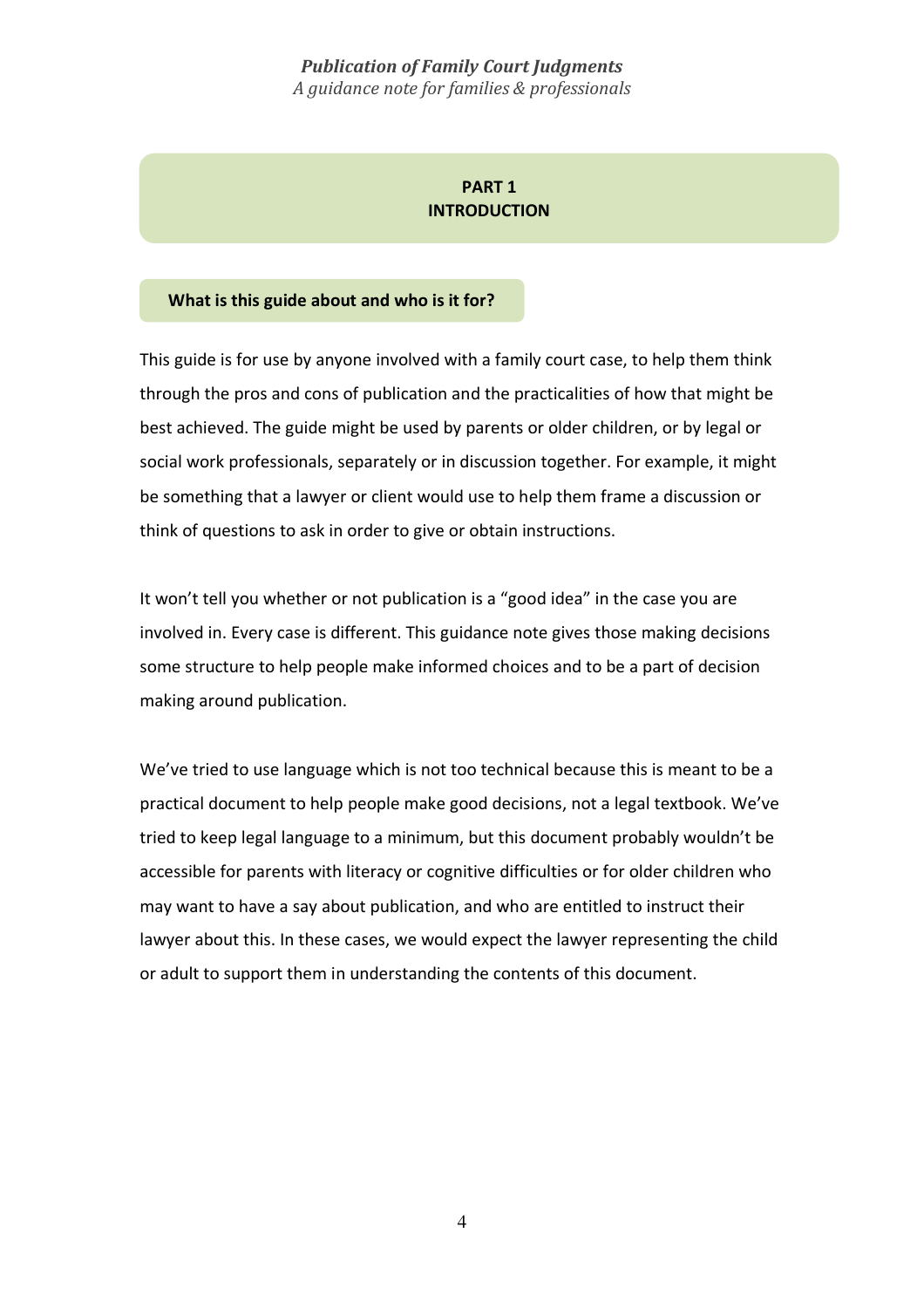# PART 1
# INTRODUCTION

## What is this guide about and who is it for?

This guide is for use by anyone involved with a family court case, to help them think through the pros and cons of publication and the practicalities of how that might be best achieved. The guide might be used by parents or older children, or by legal or social work professionals, separately or in discussion together. For example, it might be something that a lawyer or client would use to help them frame a discussion or think of questions to ask in order to give or obtain instructions.

It won't tell you whether or not publication is a "good idea" in the case you are involved in. Every case is different. This guidance note gives those making decisions some structure to help people make informed choices and to be a part of decision making around publication.

We've tried to use language which is not too technical because this is meant to be a practical document to help people make good decisions, not a legal textbook. We've tried to keep legal language to a minimum, but this document probably wouldn't be accessible for parents with literacy or cognitive difficulties or for older children who may want to have a say about publication, and who are entitled to instruct their lawyer about this. In these cases, we would expect the lawyer representing the child or adult to support them in understanding the contents of this document.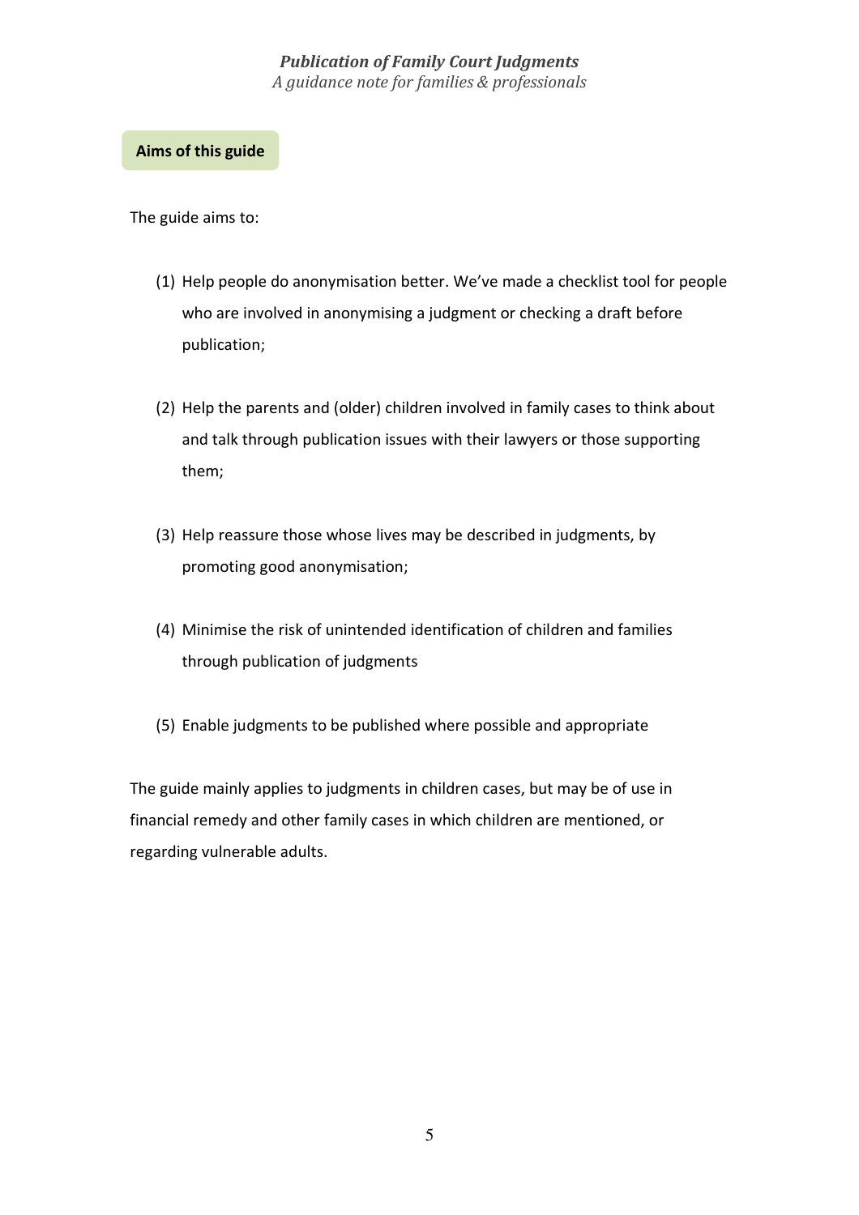## Aims of this guide

The guide aims to:

(1) Help people do anonymisation better. We've made a checklist tool for people who are involved in anonymising a judgment or checking a draft before publication;

(2) Help the parents and (older) children involved in family cases to think about and talk through publication issues with their lawyers or those supporting them;

(3) Help reassure those whose lives may be described in judgments, by promoting good anonymisation;

(4) Minimise the risk of unintended identification of children and families through publication of judgments

(5) Enable judgments to be published where possible and appropriate

The guide mainly applies to judgments in children cases, but may be of use in financial remedy and other family cases in which children are mentioned, or regarding vulnerable adults.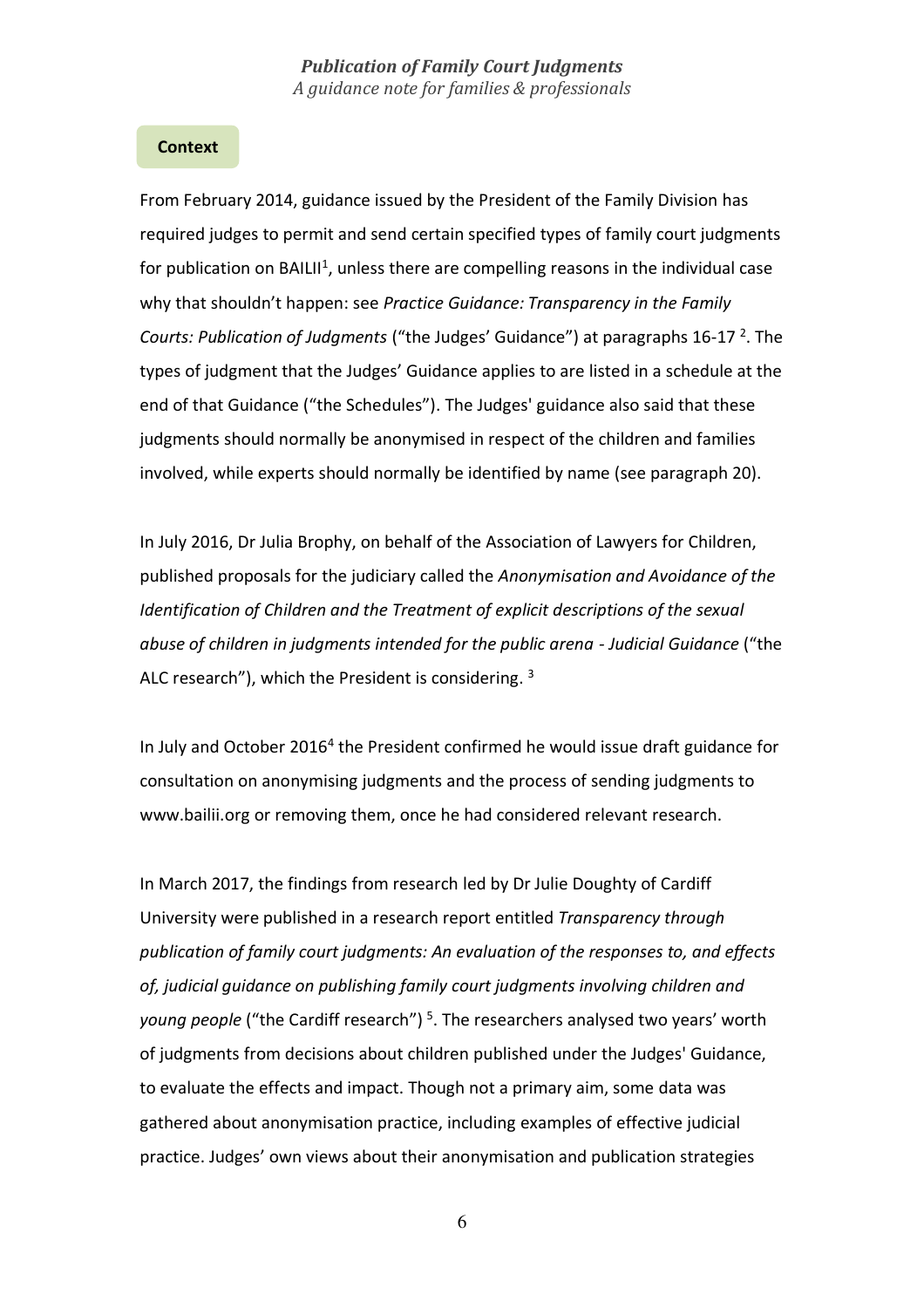## Context

From February 2014, guidance issued by the President of the Family Division has required judges to permit and send certain specified types of family court judgments for publication on BAILII[1], unless there are compelling reasons in the individual case why that shouldn't happen: see *Practice Guidance: Transparency in the Family Courts: Publication of Judgments* ("the Judges' Guidance") at paragraphs 16-17 [2]. The types of judgment that the Judges' Guidance applies to are listed in a schedule at the end of that Guidance ("the Schedules"). The Judges' guidance also said that these judgments should normally be anonymised in respect of the children and families involved, while experts should normally be identified by name (see paragraph 20).

In July 2016, Dr Julia Brophy, on behalf of the Association of Lawyers for Children, published proposals for the judiciary called the *Anonymisation and Avoidance of the Identification of Children and the Treatment of explicit descriptions of the sexual abuse of children in judgments intended for the public arena - Judicial Guidance* ("the ALC research"), which the President is considering. [3]

In July and October 2016[4] the President confirmed he would issue draft guidance for consultation on anonymising judgments and the process of sending judgments to www.bailii.org or removing them, once he had considered relevant research.

In March 2017, the findings from research led by Dr Julie Doughty of Cardiff University were published in a research report entitled *Transparency through publication of family court judgments: An evaluation of the responses to, and effects of, judicial guidance on publishing family court judgments involving children and young people* ("the Cardiff research") [5]. The researchers analysed two years' worth of judgments from decisions about children published under the Judges' Guidance, to evaluate the effects and impact. Though not a primary aim, some data was gathered about anonymisation practice, including examples of effective judicial practice. Judges' own views about their anonymisation and publication strategies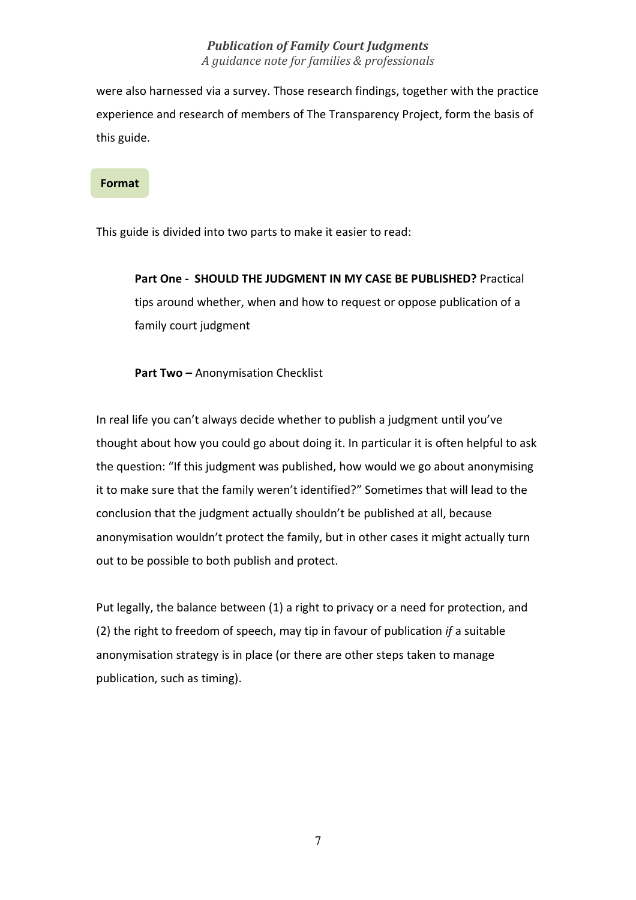were also harnessed via a survey. Those research findings, together with the practice experience and research of members of The Transparency Project, form the basis of this guide.

## Format

This guide is divided into two parts to make it easier to read:

> **Part One - SHOULD THE JUDGMENT IN MY CASE BE PUBLISHED?** Practical tips around whether, when and how to request or oppose publication of a family court judgment
>
> **Part Two –** Anonymisation Checklist

In real life you can't always decide whether to publish a judgment until you've thought about how you could go about doing it. In particular it is often helpful to ask the question: "If this judgment was published, how would we go about anonymising it to make sure that the family weren't identified?" Sometimes that will lead to the conclusion that the judgment actually shouldn't be published at all, because anonymisation wouldn't protect the family, but in other cases it might actually turn out to be possible to both publish and protect.

Put legally, the balance between (1) a right to privacy or a need for protection, and (2) the right to freedom of speech, may tip in favour of publication *if* a suitable anonymisation strategy is in place (or there are other steps taken to manage publication, such as timing).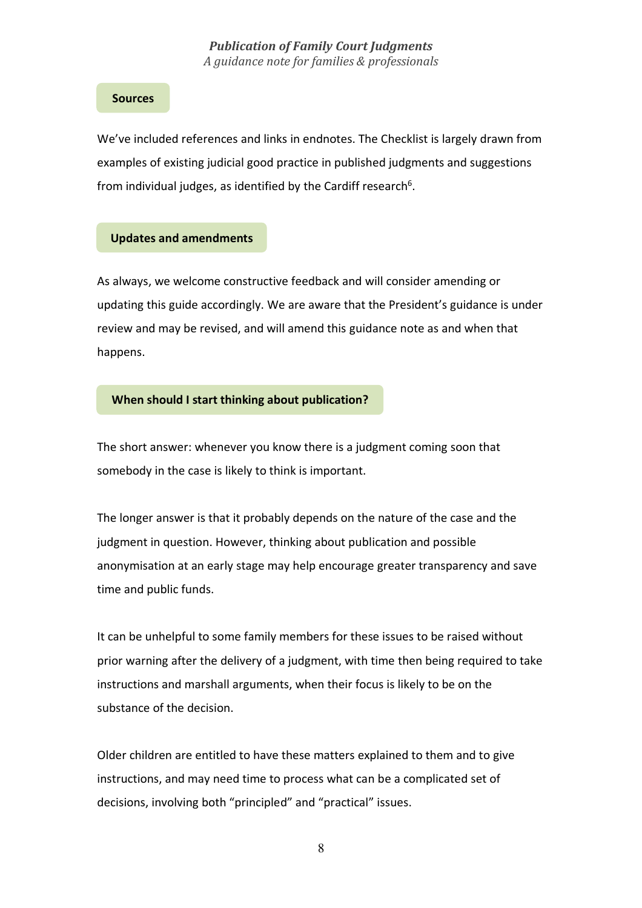## Sources

We've included references and links in endnotes. The Checklist is largely drawn from examples of existing judicial good practice in published judgments and suggestions from individual judges, as identified by the Cardiff research[6].

## Updates and amendments

As always, we welcome constructive feedback and will consider amending or updating this guide accordingly. We are aware that the President's guidance is under review and may be revised, and will amend this guidance note as and when that happens.

## When should I start thinking about publication?

The short answer: whenever you know there is a judgment coming soon that somebody in the case is likely to think is important.

The longer answer is that it probably depends on the nature of the case and the judgment in question. However, thinking about publication and possible anonymisation at an early stage may help encourage greater transparency and save time and public funds.

It can be unhelpful to some family members for these issues to be raised without prior warning after the delivery of a judgment, with time then being required to take instructions and marshall arguments, when their focus is likely to be on the substance of the decision.

Older children are entitled to have these matters explained to them and to give instructions, and may need time to process what can be a complicated set of decisions, involving both "principled" and "practical" issues.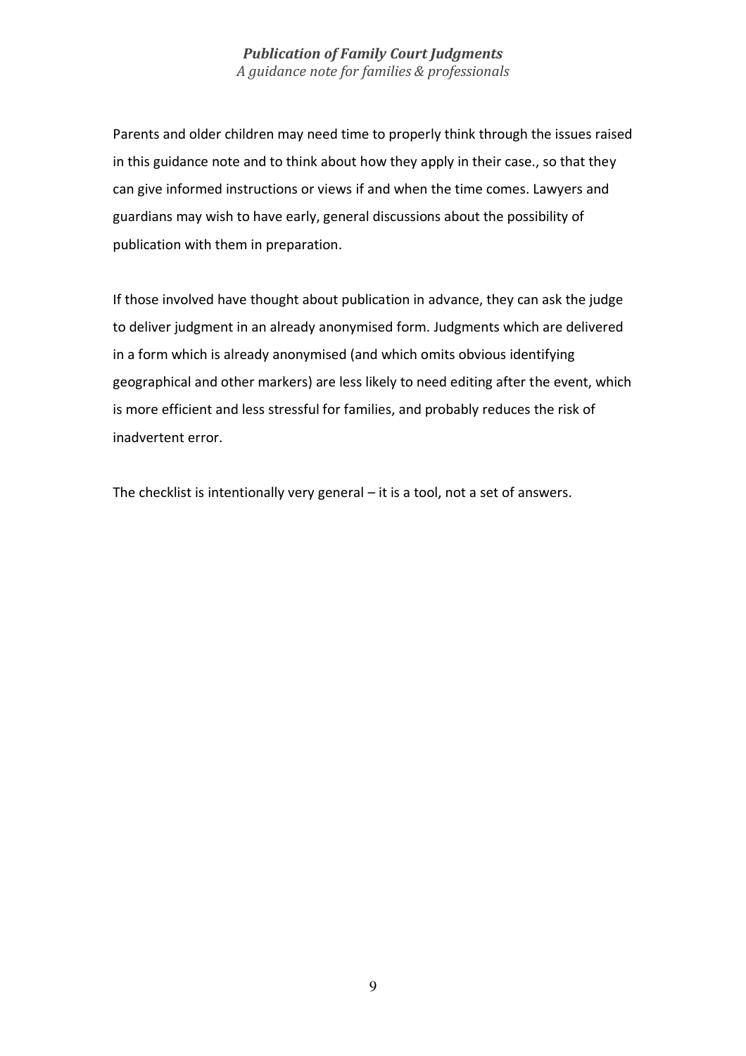Parents and older children may need time to properly think through the issues raised in this guidance note and to think about how they apply in their case., so that they can give informed instructions or views if and when the time comes. Lawyers and guardians may wish to have early, general discussions about the possibility of publication with them in preparation.

If those involved have thought about publication in advance, they can ask the judge to deliver judgment in an already anonymised form. Judgments which are delivered in a form which is already anonymised (and which omits obvious identifying geographical and other markers) are less likely to need editing after the event, which is more efficient and less stressful for families, and probably reduces the risk of inadvertent error.

The checklist is intentionally very general – it is a tool, not a set of answers.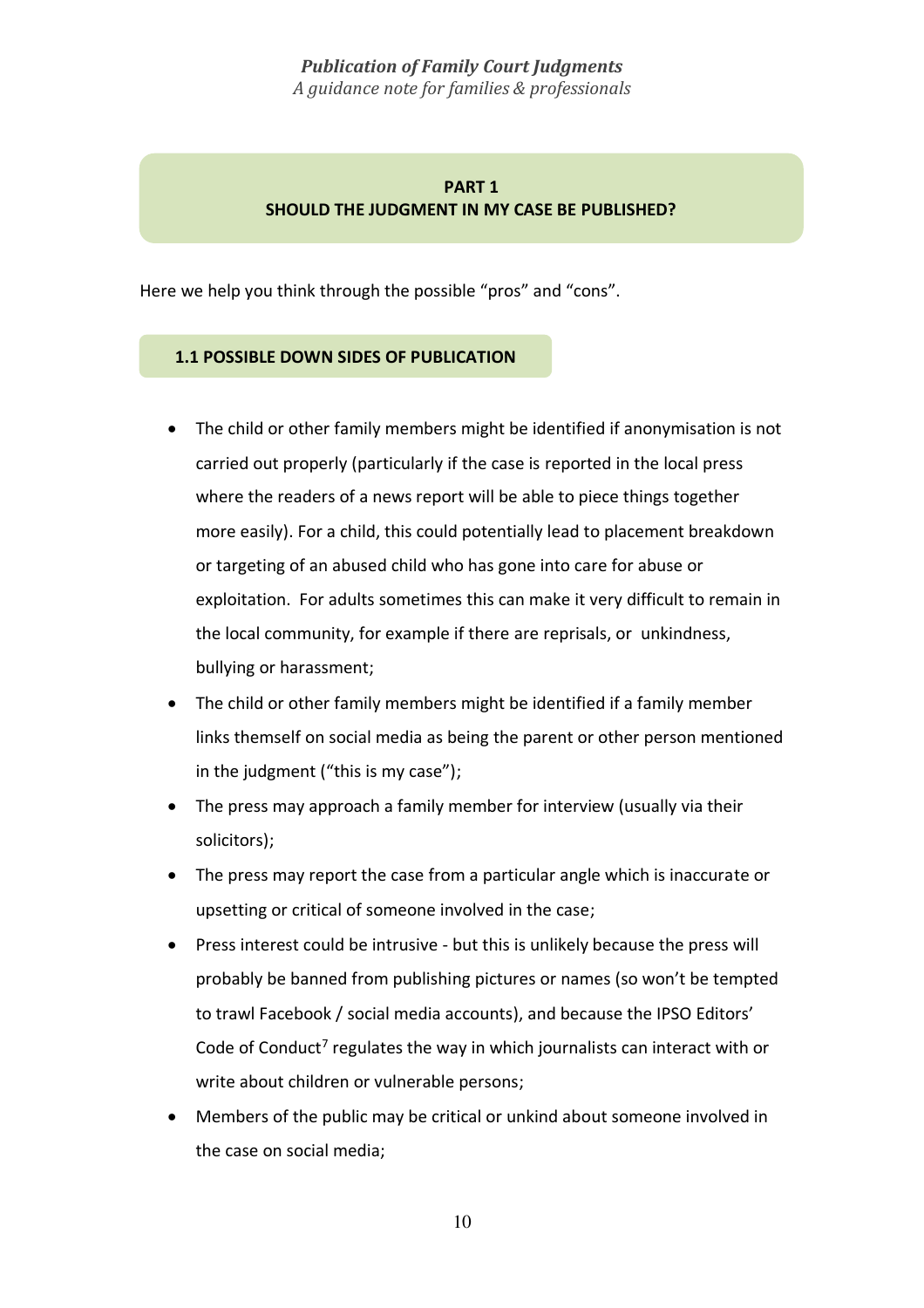## PART 1
## SHOULD THE JUDGMENT IN MY CASE BE PUBLISHED?

Here we help you think through the possible "pros" and "cons".

### 1.1 POSSIBLE DOWN SIDES OF PUBLICATION

- The child or other family members might be identified if anonymisation is not carried out properly (particularly if the case is reported in the local press where the readers of a news report will be able to piece things together more easily). For a child, this could potentially lead to placement breakdown or targeting of an abused child who has gone into care for abuse or exploitation. For adults sometimes this can make it very difficult to remain in the local community, for example if there are reprisals, or unkindness, bullying or harassment;
- The child or other family members might be identified if a family member links themself on social media as being the parent or other person mentioned in the judgment ("this is my case");
- The press may approach a family member for interview (usually via their solicitors);
- The press may report the case from a particular angle which is inaccurate or upsetting or critical of someone involved in the case;
- Press interest could be intrusive - but this is unlikely because the press will probably be banned from publishing pictures or names (so won't be tempted to trawl Facebook / social media accounts), and because the IPSO Editors' Code of Conduct[7] regulates the way in which journalists can interact with or write about children or vulnerable persons;
- Members of the public may be critical or unkind about someone involved in the case on social media;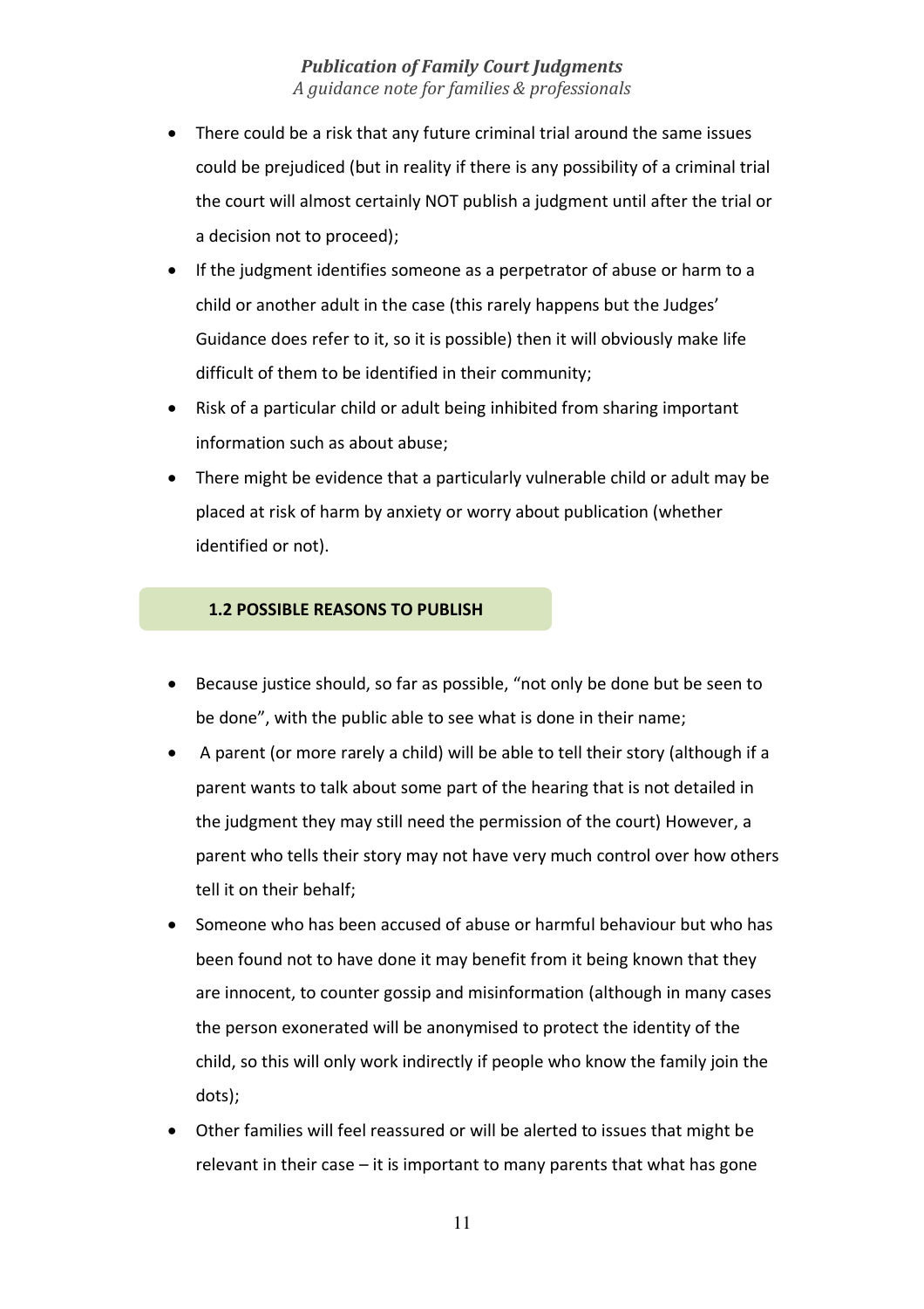- There could be a risk that any future criminal trial around the same issues could be prejudiced (but in reality if there is any possibility of a criminal trial the court will almost certainly NOT publish a judgment until after the trial or a decision not to proceed);
- If the judgment identifies someone as a perpetrator of abuse or harm to a child or another adult in the case (this rarely happens but the Judges' Guidance does refer to it, so it is possible) then it will obviously make life difficult of them to be identified in their community;
- Risk of a particular child or adult being inhibited from sharing important information such as about abuse;
- There might be evidence that a particularly vulnerable child or adult may be placed at risk of harm by anxiety or worry about publication (whether identified or not).

### 1.2 POSSIBLE REASONS TO PUBLISH

- Because justice should, so far as possible, "not only be done but be seen to be done", with the public able to see what is done in their name;
- A parent (or more rarely a child) will be able to tell their story (although if a parent wants to talk about some part of the hearing that is not detailed in the judgment they may still need the permission of the court) However, a parent who tells their story may not have very much control over how others tell it on their behalf;
- Someone who has been accused of abuse or harmful behaviour but who has been found not to have done it may benefit from it being known that they are innocent, to counter gossip and misinformation (although in many cases the person exonerated will be anonymised to protect the identity of the child, so this will only work indirectly if people who know the family join the dots);
- Other families will feel reassured or will be alerted to issues that might be relevant in their case – it is important to many parents that what has gone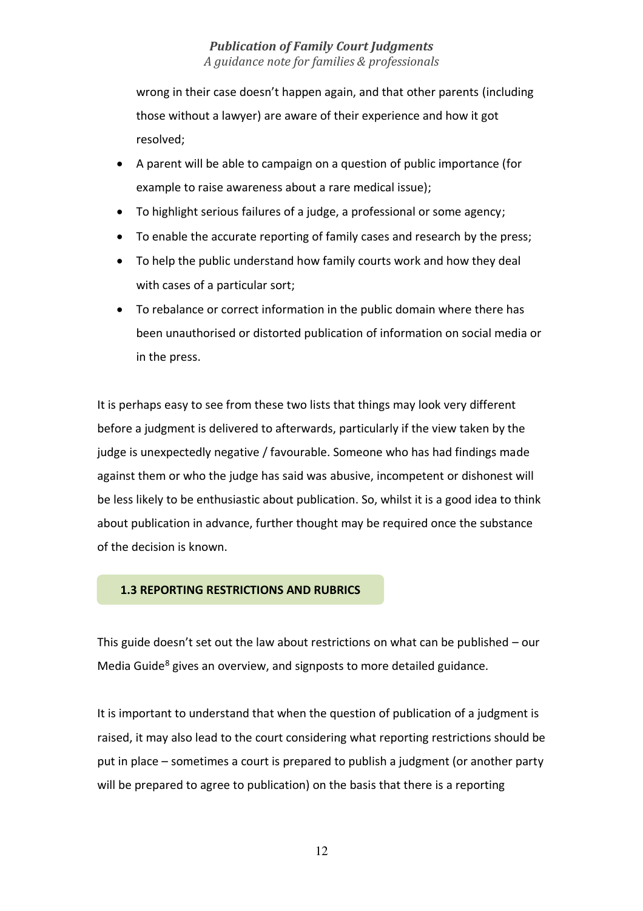wrong in their case doesn't happen again, and that other parents (including those without a lawyer) are aware of their experience and how it got resolved;

- A parent will be able to campaign on a question of public importance (for example to raise awareness about a rare medical issue);
- To highlight serious failures of a judge, a professional or some agency;
- To enable the accurate reporting of family cases and research by the press;
- To help the public understand how family courts work and how they deal with cases of a particular sort;
- To rebalance or correct information in the public domain where there has been unauthorised or distorted publication of information on social media or in the press.

It is perhaps easy to see from these two lists that things may look very different before a judgment is delivered to afterwards, particularly if the view taken by the judge is unexpectedly negative / favourable. Someone who has had findings made against them or who the judge has said was abusive, incompetent or dishonest will be less likely to be enthusiastic about publication. So, whilst it is a good idea to think about publication in advance, further thought may be required once the substance of the decision is known.

## 1.3 REPORTING RESTRICTIONS AND RUBRICS

This guide doesn't set out the law about restrictions on what can be published – our Media Guide[8] gives an overview, and signposts to more detailed guidance.

It is important to understand that when the question of publication of a judgment is raised, it may also lead to the court considering what reporting restrictions should be put in place – sometimes a court is prepared to publish a judgment (or another party will be prepared to agree to publication) on the basis that there is a reporting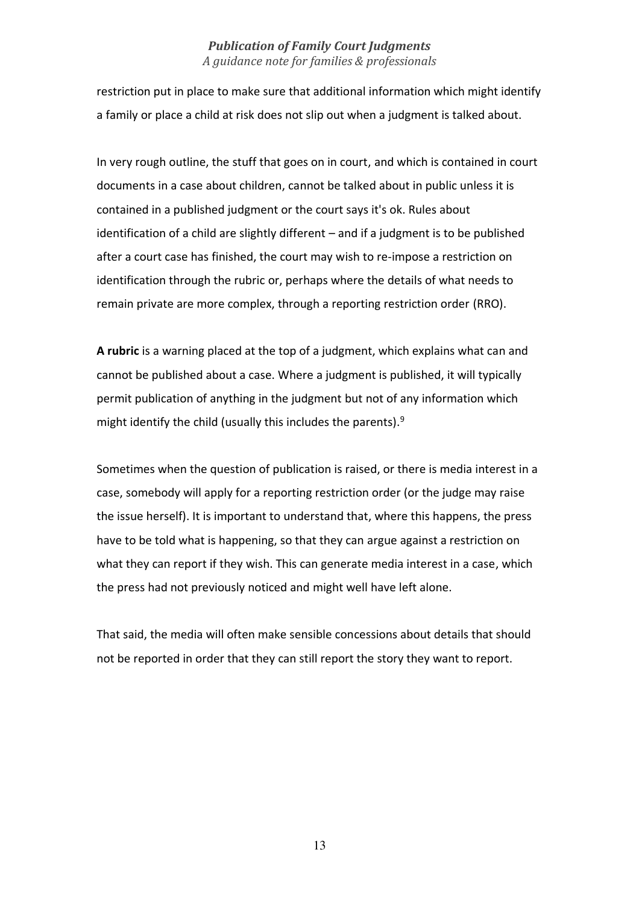restriction put in place to make sure that additional information which might identify a family or place a child at risk does not slip out when a judgment is talked about.

In very rough outline, the stuff that goes on in court, and which is contained in court documents in a case about children, cannot be talked about in public unless it is contained in a published judgment or the court says it's ok. Rules about identification of a child are slightly different – and if a judgment is to be published after a court case has finished, the court may wish to re-impose a restriction on identification through the rubric or, perhaps where the details of what needs to remain private are more complex, through a reporting restriction order (RRO).

**A rubric** is a warning placed at the top of a judgment, which explains what can and cannot be published about a case. Where a judgment is published, it will typically permit publication of anything in the judgment but not of any information which might identify the child (usually this includes the parents).[9]

Sometimes when the question of publication is raised, or there is media interest in a case, somebody will apply for a reporting restriction order (or the judge may raise the issue herself). It is important to understand that, where this happens, the press have to be told what is happening, so that they can argue against a restriction on what they can report if they wish. This can generate media interest in a case, which the press had not previously noticed and might well have left alone.

That said, the media will often make sensible concessions about details that should not be reported in order that they can still report the story they want to report.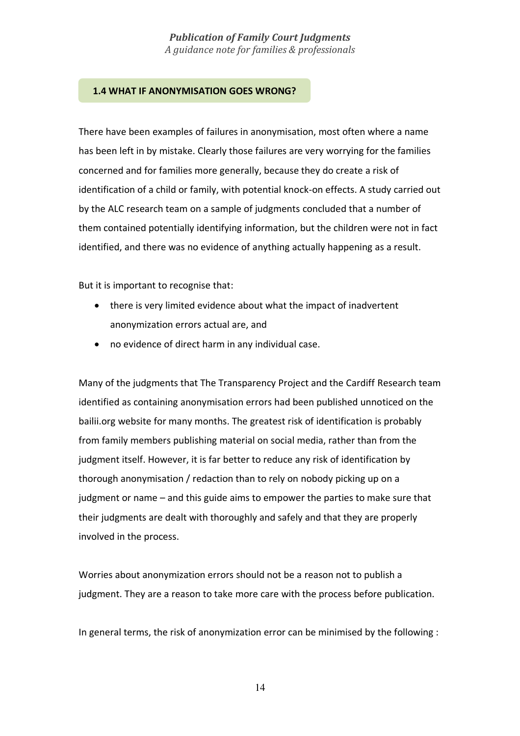## 1.4 WHAT IF ANONYMISATION GOES WRONG?

There have been examples of failures in anonymisation, most often where a name has been left in by mistake. Clearly those failures are very worrying for the families concerned and for families more generally, because they do create a risk of identification of a child or family, with potential knock-on effects. A study carried out by the ALC research team on a sample of judgments concluded that a number of them contained potentially identifying information, but the children were not in fact identified, and there was no evidence of anything actually happening as a result.

But it is important to recognise that:

- there is very limited evidence about what the impact of inadvertent anonymization errors actual are, and
- no evidence of direct harm in any individual case.

Many of the judgments that The Transparency Project and the Cardiff Research team identified as containing anonymisation errors had been published unnoticed on the bailii.org website for many months. The greatest risk of identification is probably from family members publishing material on social media, rather than from the judgment itself. However, it is far better to reduce any risk of identification by thorough anonymisation / redaction than to rely on nobody picking up on a judgment or name – and this guide aims to empower the parties to make sure that their judgments are dealt with thoroughly and safely and that they are properly involved in the process.

Worries about anonymization errors should not be a reason not to publish a judgment. They are a reason to take more care with the process before publication.

In general terms, the risk of anonymization error can be minimised by the following :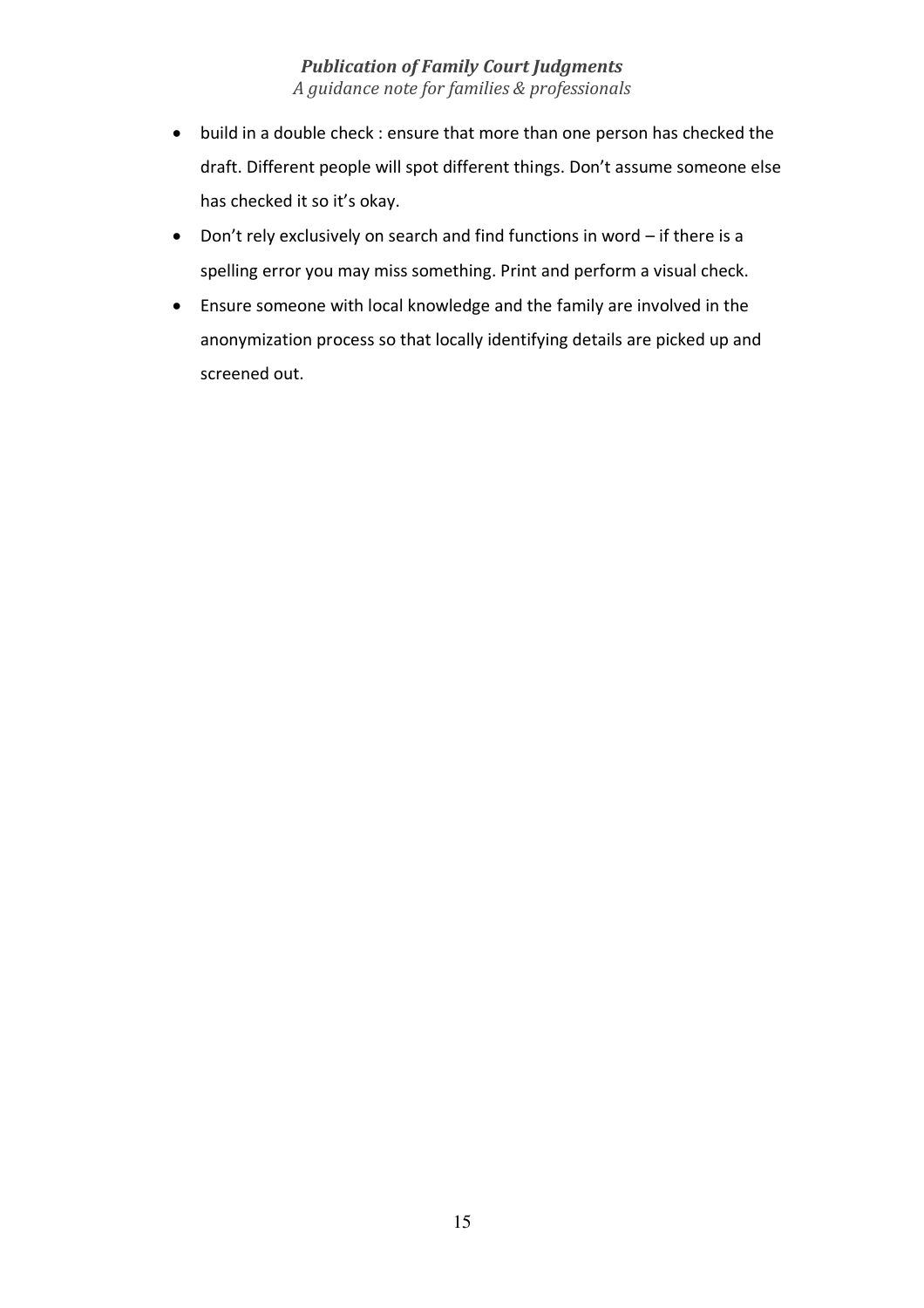- build in a double check : ensure that more than one person has checked the draft. Different people will spot different things. Don't assume someone else has checked it so it's okay.
- Don't rely exclusively on search and find functions in word – if there is a spelling error you may miss something. Print and perform a visual check.
- Ensure someone with local knowledge and the family are involved in the anonymization process so that locally identifying details are picked up and screened out.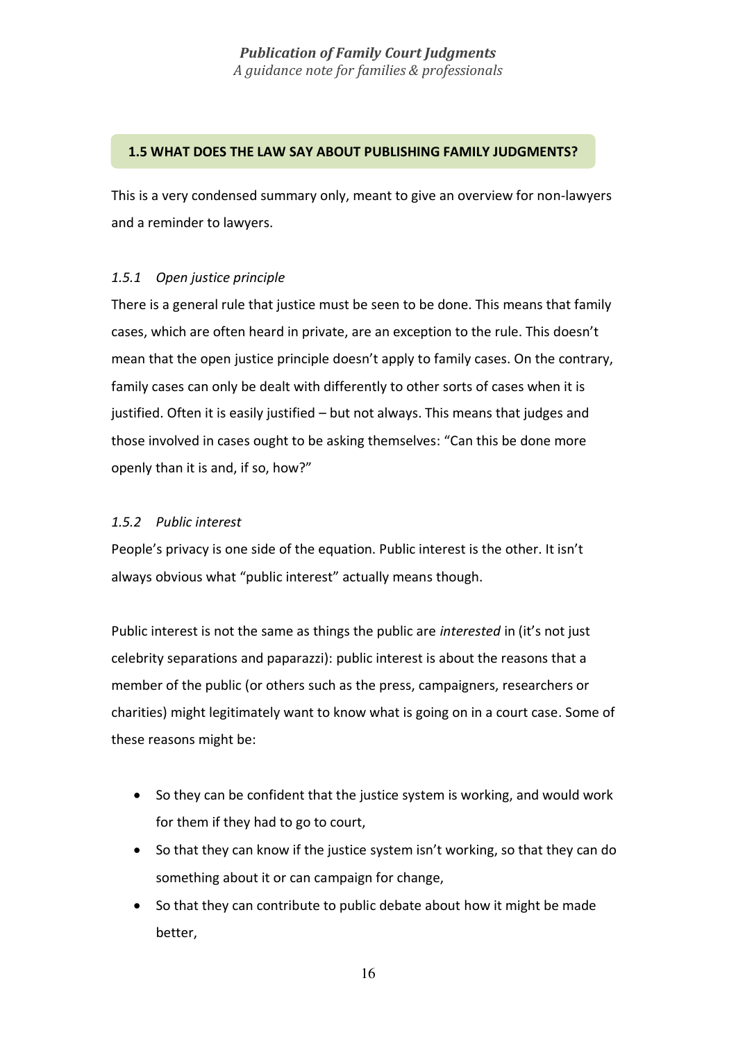## 1.5 WHAT DOES THE LAW SAY ABOUT PUBLISHING FAMILY JUDGMENTS?

This is a very condensed summary only, meant to give an overview for non-lawyers and a reminder to lawyers.

### *1.5.1 Open justice principle*

There is a general rule that justice must be seen to be done. This means that family cases, which are often heard in private, are an exception to the rule. This doesn't mean that the open justice principle doesn't apply to family cases. On the contrary, family cases can only be dealt with differently to other sorts of cases when it is justified. Often it is easily justified – but not always. This means that judges and those involved in cases ought to be asking themselves: "Can this be done more openly than it is and, if so, how?"

### *1.5.2 Public interest*

People's privacy is one side of the equation. Public interest is the other. It isn't always obvious what "public interest" actually means though.

Public interest is not the same as things the public are *interested* in (it's not just celebrity separations and paparazzi): public interest is about the reasons that a member of the public (or others such as the press, campaigners, researchers or charities) might legitimately want to know what is going on in a court case. Some of these reasons might be:

- So they can be confident that the justice system is working, and would work for them if they had to go to court,
- So that they can know if the justice system isn't working, so that they can do something about it or can campaign for change,
- So that they can contribute to public debate about how it might be made better,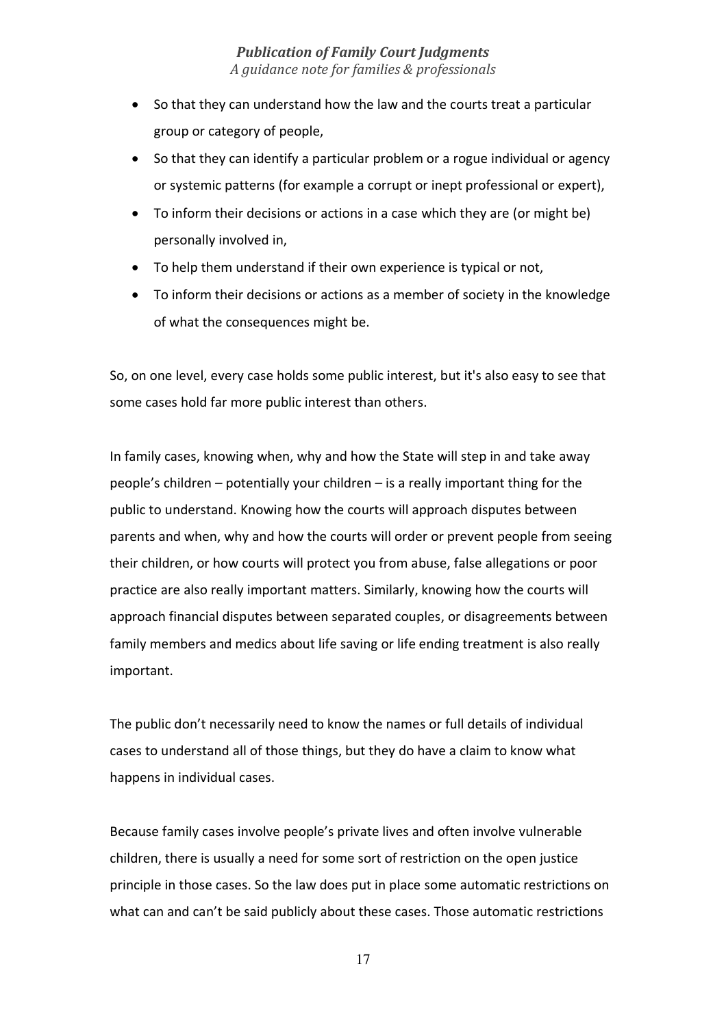- So that they can understand how the law and the courts treat a particular group or category of people,
- So that they can identify a particular problem or a rogue individual or agency or systemic patterns (for example a corrupt or inept professional or expert),
- To inform their decisions or actions in a case which they are (or might be) personally involved in,
- To help them understand if their own experience is typical or not,
- To inform their decisions or actions as a member of society in the knowledge of what the consequences might be.

So, on one level, every case holds some public interest, but it's also easy to see that some cases hold far more public interest than others.

In family cases, knowing when, why and how the State will step in and take away people's children – potentially your children – is a really important thing for the public to understand. Knowing how the courts will approach disputes between parents and when, why and how the courts will order or prevent people from seeing their children, or how courts will protect you from abuse, false allegations or poor practice are also really important matters. Similarly, knowing how the courts will approach financial disputes between separated couples, or disagreements between family members and medics about life saving or life ending treatment is also really important.

The public don't necessarily need to know the names or full details of individual cases to understand all of those things, but they do have a claim to know what happens in individual cases.

Because family cases involve people's private lives and often involve vulnerable children, there is usually a need for some sort of restriction on the open justice principle in those cases. So the law does put in place some automatic restrictions on what can and can't be said publicly about these cases. Those automatic restrictions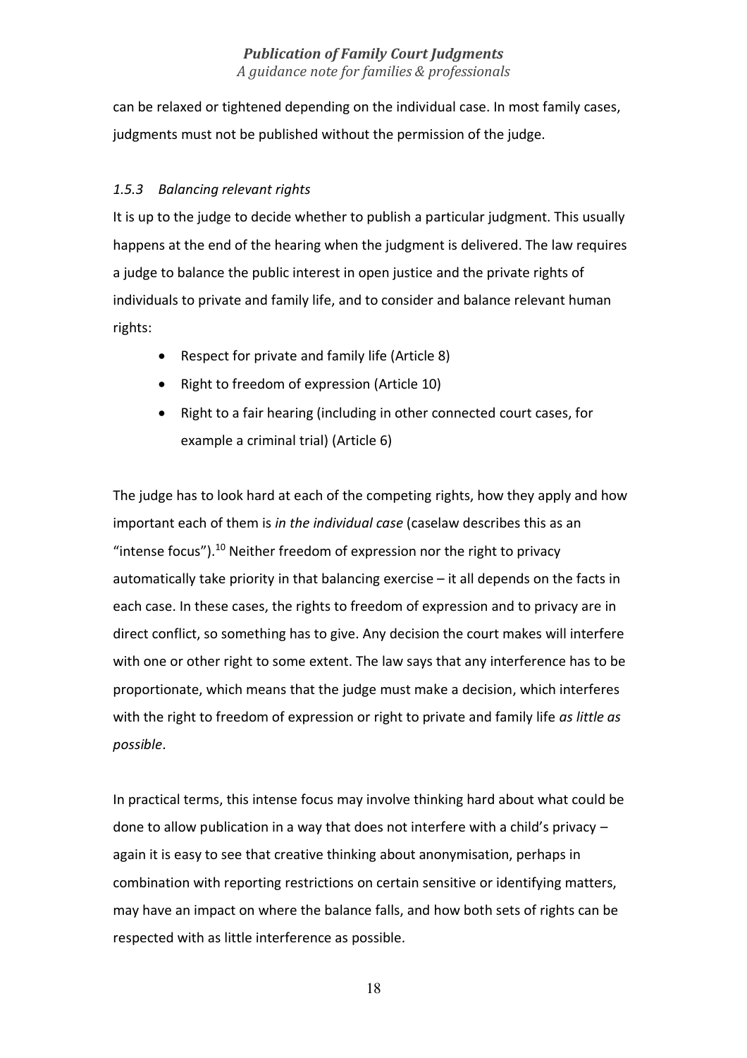can be relaxed or tightened depending on the individual case. In most family cases, judgments must not be published without the permission of the judge.

### *1.5.3 Balancing relevant rights*

It is up to the judge to decide whether to publish a particular judgment. This usually happens at the end of the hearing when the judgment is delivered. The law requires a judge to balance the public interest in open justice and the private rights of individuals to private and family life, and to consider and balance relevant human rights:

- Respect for private and family life (Article 8)
- Right to freedom of expression (Article 10)
- Right to a fair hearing (including in other connected court cases, for example a criminal trial) (Article 6)

The judge has to look hard at each of the competing rights, how they apply and how important each of them is *in the individual case* (caselaw describes this as an "intense focus").[10] Neither freedom of expression nor the right to privacy automatically take priority in that balancing exercise – it all depends on the facts in each case. In these cases, the rights to freedom of expression and to privacy are in direct conflict, so something has to give. Any decision the court makes will interfere with one or other right to some extent. The law says that any interference has to be proportionate, which means that the judge must make a decision, which interferes with the right to freedom of expression or right to private and family life *as little as possible*.

In practical terms, this intense focus may involve thinking hard about what could be done to allow publication in a way that does not interfere with a child's privacy – again it is easy to see that creative thinking about anonymisation, perhaps in combination with reporting restrictions on certain sensitive or identifying matters, may have an impact on where the balance falls, and how both sets of rights can be respected with as little interference as possible.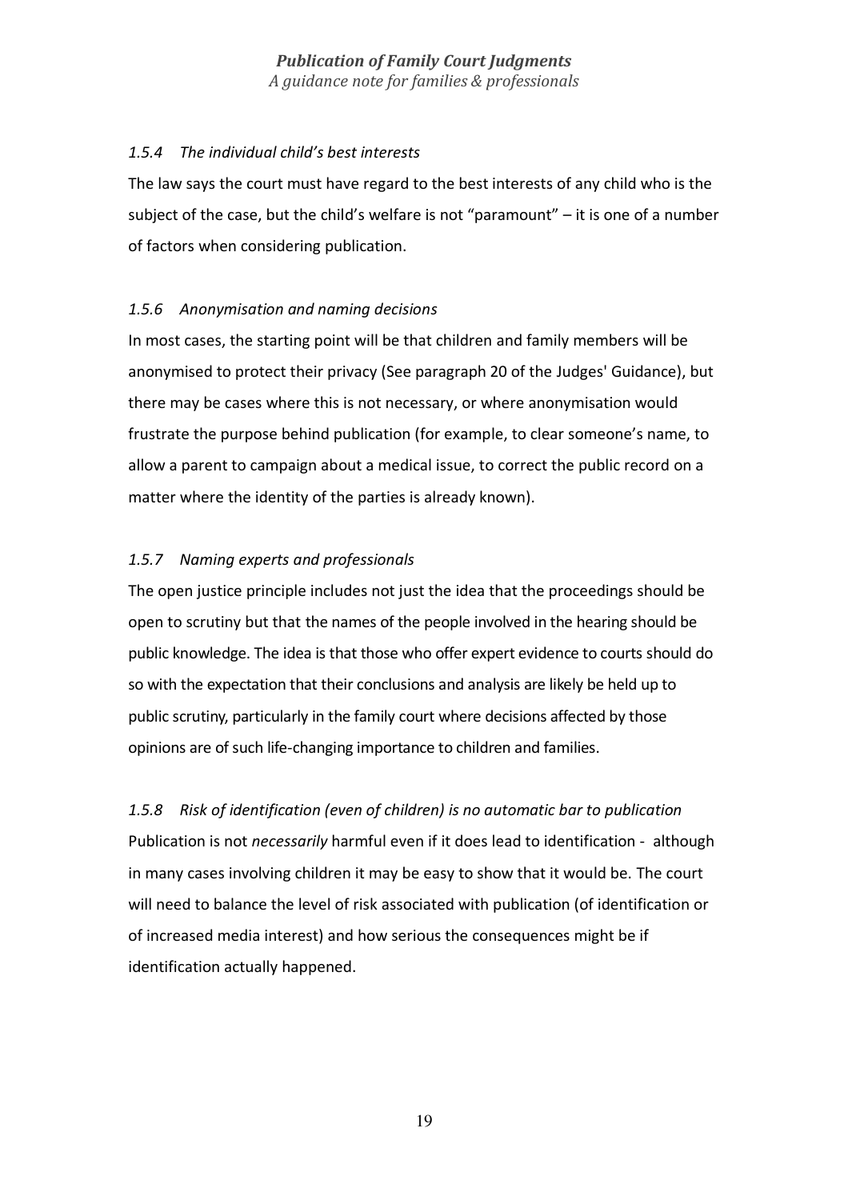### *1.5.4 The individual child's best interests*

The law says the court must have regard to the best interests of any child who is the subject of the case, but the child's welfare is not "paramount" – it is one of a number of factors when considering publication.

### *1.5.6 Anonymisation and naming decisions*

In most cases, the starting point will be that children and family members will be anonymised to protect their privacy (See paragraph 20 of the Judges' Guidance), but there may be cases where this is not necessary, or where anonymisation would frustrate the purpose behind publication (for example, to clear someone's name, to allow a parent to campaign about a medical issue, to correct the public record on a matter where the identity of the parties is already known).

### *1.5.7 Naming experts and professionals*

The open justice principle includes not just the idea that the proceedings should be open to scrutiny but that the names of the people involved in the hearing should be public knowledge. The idea is that those who offer expert evidence to courts should do so with the expectation that their conclusions and analysis are likely be held up to public scrutiny, particularly in the family court where decisions affected by those opinions are of such life-changing importance to children and families.

### *1.5.8 Risk of identification (even of children) is no automatic bar to publication*

Publication is not *necessarily* harmful even if it does lead to identification - although in many cases involving children it may be easy to show that it would be. The court will need to balance the level of risk associated with publication (of identification or of increased media interest) and how serious the consequences might be if identification actually happened.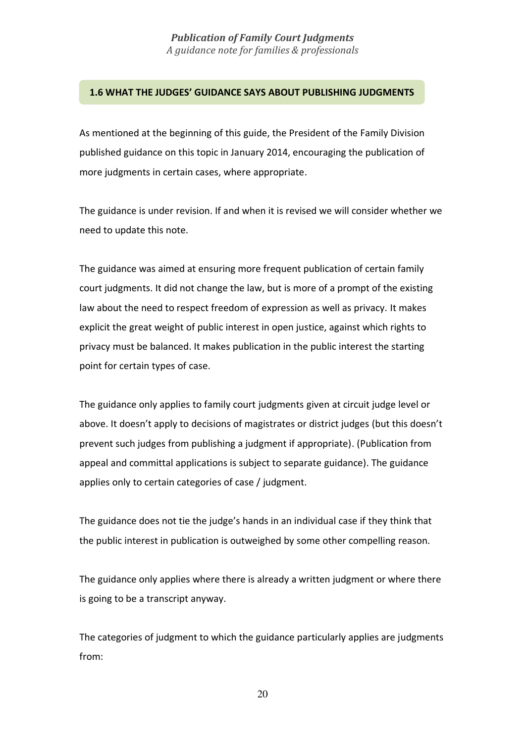## 1.6 WHAT THE JUDGES' GUIDANCE SAYS ABOUT PUBLISHING JUDGMENTS

As mentioned at the beginning of this guide, the President of the Family Division published guidance on this topic in January 2014, encouraging the publication of more judgments in certain cases, where appropriate.

The guidance is under revision. If and when it is revised we will consider whether we need to update this note.

The guidance was aimed at ensuring more frequent publication of certain family court judgments. It did not change the law, but is more of a prompt of the existing law about the need to respect freedom of expression as well as privacy. It makes explicit the great weight of public interest in open justice, against which rights to privacy must be balanced. It makes publication in the public interest the starting point for certain types of case.

The guidance only applies to family court judgments given at circuit judge level or above. It doesn't apply to decisions of magistrates or district judges (but this doesn't prevent such judges from publishing a judgment if appropriate). (Publication from appeal and committal applications is subject to separate guidance). The guidance applies only to certain categories of case / judgment.

The guidance does not tie the judge's hands in an individual case if they think that the public interest in publication is outweighed by some other compelling reason.

The guidance only applies where there is already a written judgment or where there is going to be a transcript anyway.

The categories of judgment to which the guidance particularly applies are judgments from: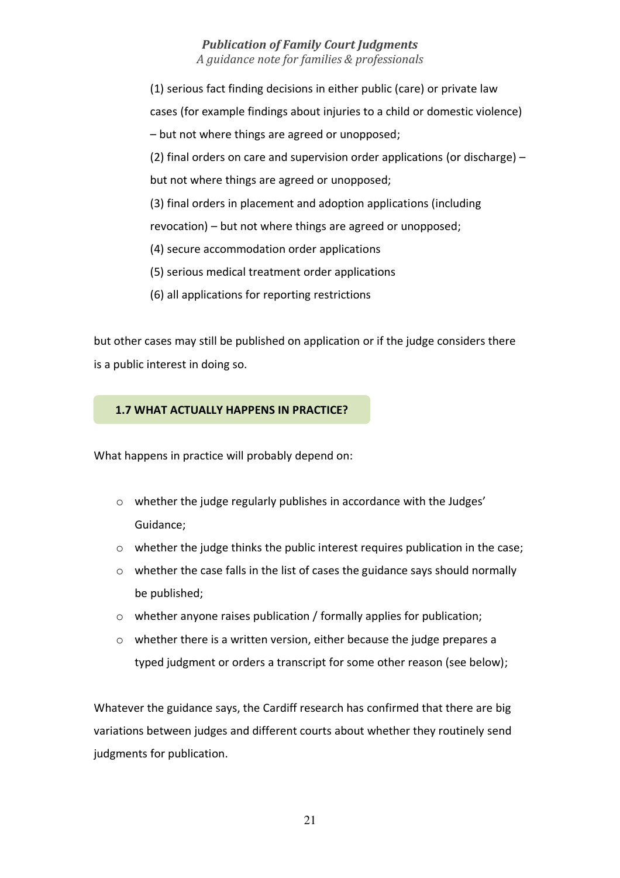(1) serious fact finding decisions in either public (care) or private law cases (for example findings about injuries to a child or domestic violence) – but not where things are agreed or unopposed;

(2) final orders on care and supervision order applications (or discharge) – but not where things are agreed or unopposed;

(3) final orders in placement and adoption applications (including revocation) – but not where things are agreed or unopposed;

(4) secure accommodation order applications

(5) serious medical treatment order applications

(6) all applications for reporting restrictions

but other cases may still be published on application or if the judge considers there is a public interest in doing so.

### 1.7 WHAT ACTUALLY HAPPENS IN PRACTICE?

What happens in practice will probably depend on:

- whether the judge regularly publishes in accordance with the Judges' Guidance;
- whether the judge thinks the public interest requires publication in the case;
- whether the case falls in the list of cases the guidance says should normally be published;
- whether anyone raises publication / formally applies for publication;
- whether there is a written version, either because the judge prepares a typed judgment or orders a transcript for some other reason (see below);

Whatever the guidance says, the Cardiff research has confirmed that there are big variations between judges and different courts about whether they routinely send judgments for publication.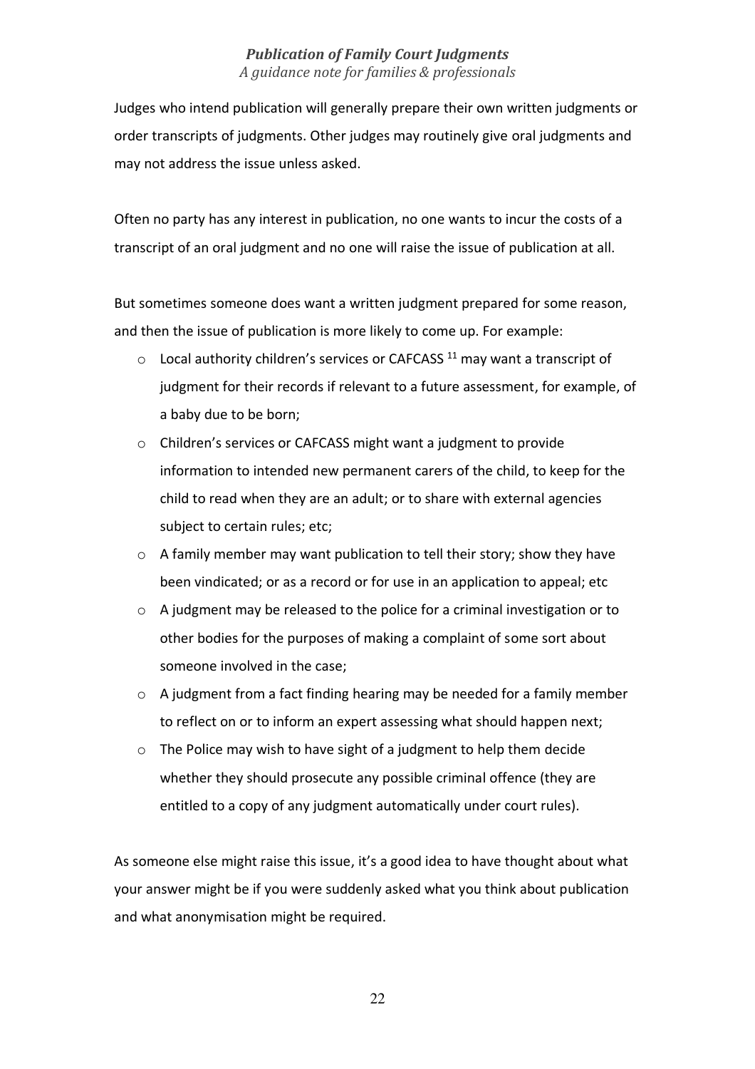Judges who intend publication will generally prepare their own written judgments or order transcripts of judgments. Other judges may routinely give oral judgments and may not address the issue unless asked.

Often no party has any interest in publication, no one wants to incur the costs of a transcript of an oral judgment and no one will raise the issue of publication at all.

But sometimes someone does want a written judgment prepared for some reason, and then the issue of publication is more likely to come up. For example:

- Local authority children's services or CAFCASS [11] may want a transcript of judgment for their records if relevant to a future assessment, for example, of a baby due to be born;
- Children's services or CAFCASS might want a judgment to provide information to intended new permanent carers of the child, to keep for the child to read when they are an adult; or to share with external agencies subject to certain rules; etc;
- A family member may want publication to tell their story; show they have been vindicated; or as a record or for use in an application to appeal; etc
- A judgment may be released to the police for a criminal investigation or to other bodies for the purposes of making a complaint of some sort about someone involved in the case;
- A judgment from a fact finding hearing may be needed for a family member to reflect on or to inform an expert assessing what should happen next;
- The Police may wish to have sight of a judgment to help them decide whether they should prosecute any possible criminal offence (they are entitled to a copy of any judgment automatically under court rules).

As someone else might raise this issue, it's a good idea to have thought about what your answer might be if you were suddenly asked what you think about publication and what anonymisation might be required.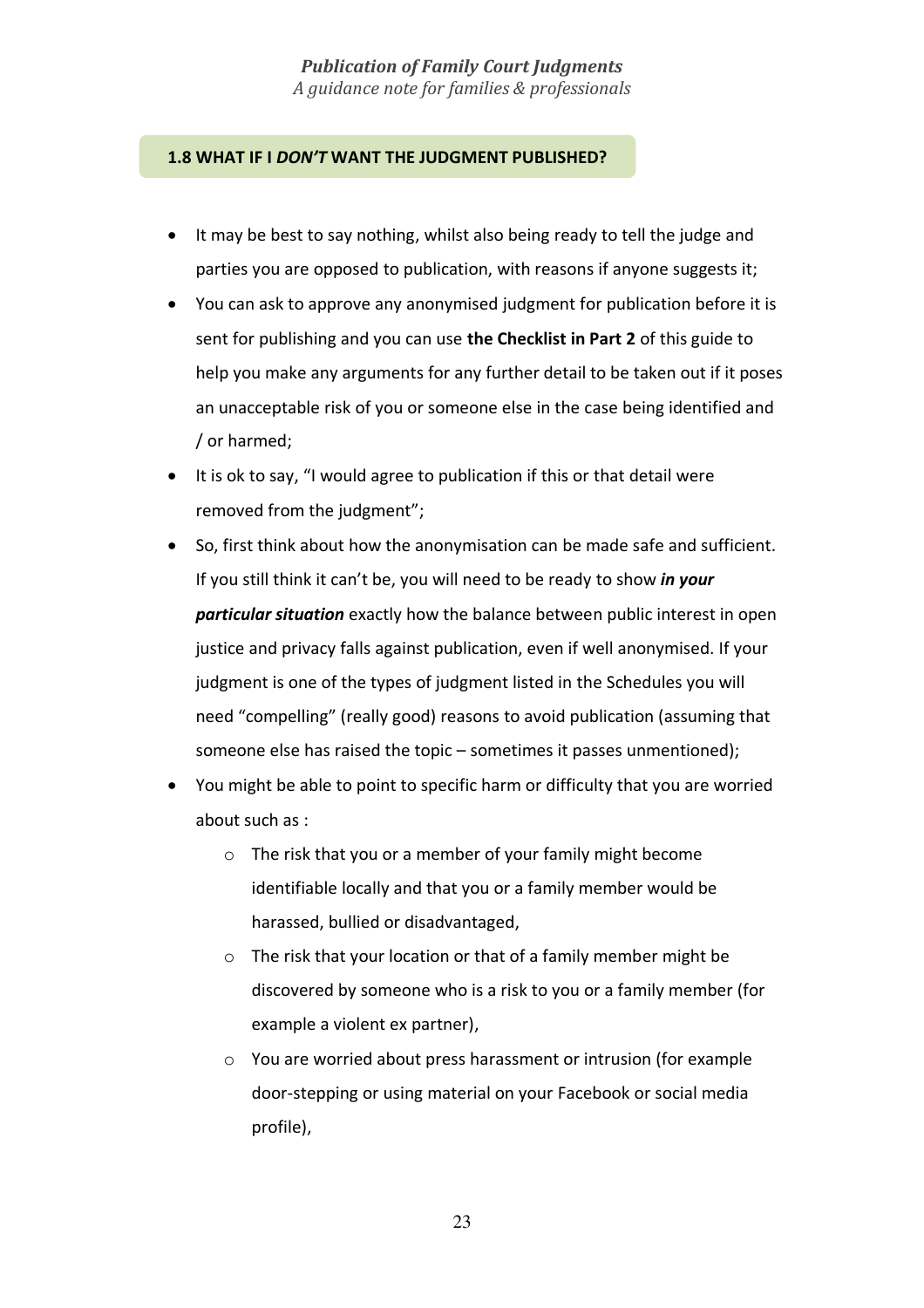## 1.8 WHAT IF I *DON'T* WANT THE JUDGMENT PUBLISHED?

- It may be best to say nothing, whilst also being ready to tell the judge and parties you are opposed to publication, with reasons if anyone suggests it;
- You can ask to approve any anonymised judgment for publication before it is sent for publishing and you can use **the Checklist in Part 2** of this guide to help you make any arguments for any further detail to be taken out if it poses an unacceptable risk of you or someone else in the case being identified and / or harmed;
- It is ok to say, "I would agree to publication if this or that detail were removed from the judgment";
- So, first think about how the anonymisation can be made safe and sufficient. If you still think it can't be, you will need to be ready to show ***in your particular situation*** exactly how the balance between public interest in open justice and privacy falls against publication, even if well anonymised. If your judgment is one of the types of judgment listed in the Schedules you will need "compelling" (really good) reasons to avoid publication (assuming that someone else has raised the topic – sometimes it passes unmentioned);
- You might be able to point to specific harm or difficulty that you are worried about such as :
  - The risk that you or a member of your family might become identifiable locally and that you or a family member would be harassed, bullied or disadvantaged,
  - The risk that your location or that of a family member might be discovered by someone who is a risk to you or a family member (for example a violent ex partner),
  - You are worried about press harassment or intrusion (for example door-stepping or using material on your Facebook or social media profile),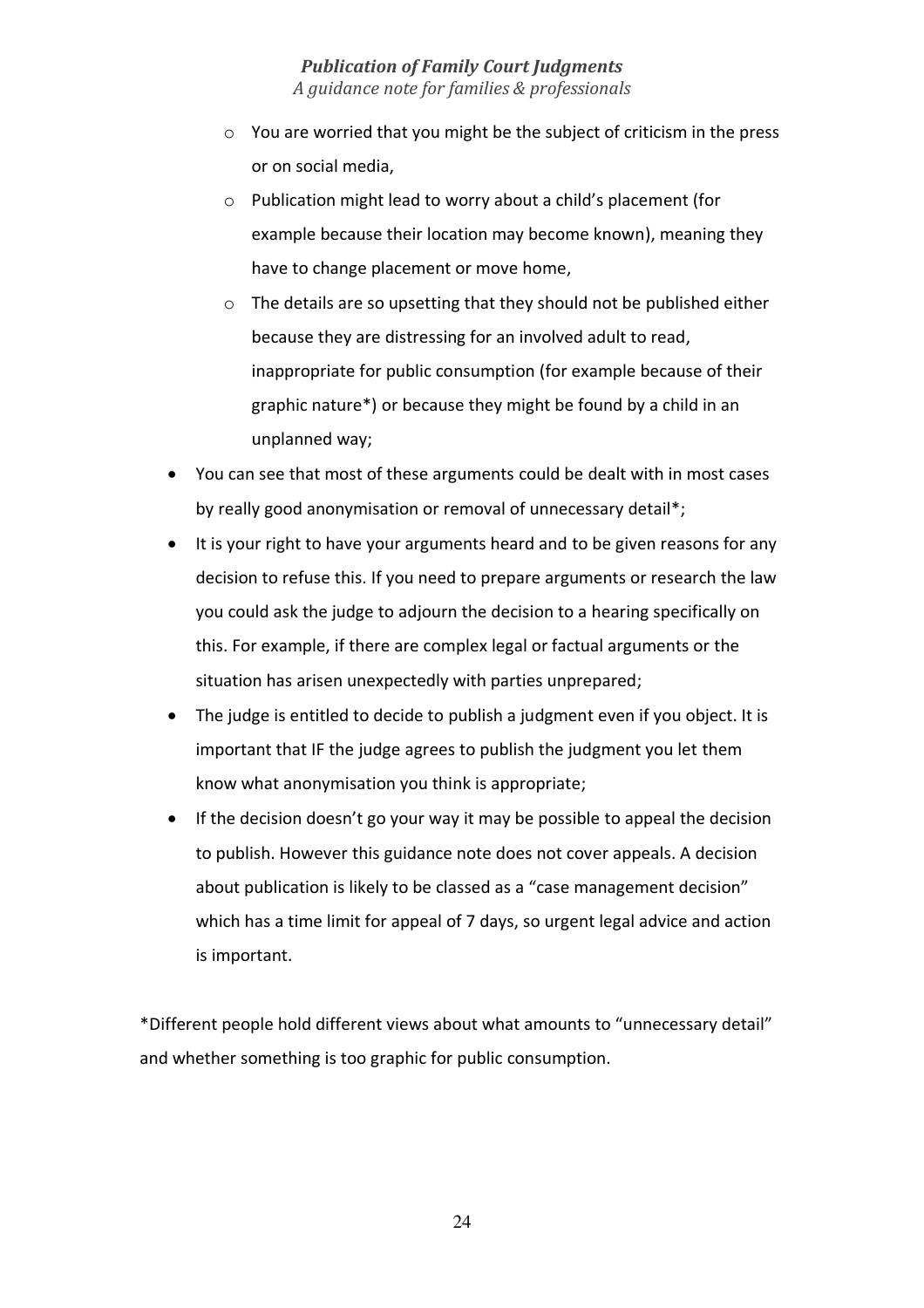- You are worried that you might be the subject of criticism in the press or on social media,
  - Publication might lead to worry about a child's placement (for example because their location may become known), meaning they have to change placement or move home,
  - The details are so upsetting that they should not be published either because they are distressing for an involved adult to read, inappropriate for public consumption (for example because of their graphic nature*) or because they might be found by a child in an unplanned way;
- You can see that most of these arguments could be dealt with in most cases by really good anonymisation or removal of unnecessary detail*;
- It is your right to have your arguments heard and to be given reasons for any decision to refuse this. If you need to prepare arguments or research the law you could ask the judge to adjourn the decision to a hearing specifically on this. For example, if there are complex legal or factual arguments or the situation has arisen unexpectedly with parties unprepared;
- The judge is entitled to decide to publish a judgment even if you object. It is important that IF the judge agrees to publish the judgment you let them know what anonymisation you think is appropriate;
- If the decision doesn't go your way it may be possible to appeal the decision to publish. However this guidance note does not cover appeals. A decision about publication is likely to be classed as a "case management decision" which has a time limit for appeal of 7 days, so urgent legal advice and action is important.

*Different people hold different views about what amounts to "unnecessary detail" and whether something is too graphic for public consumption.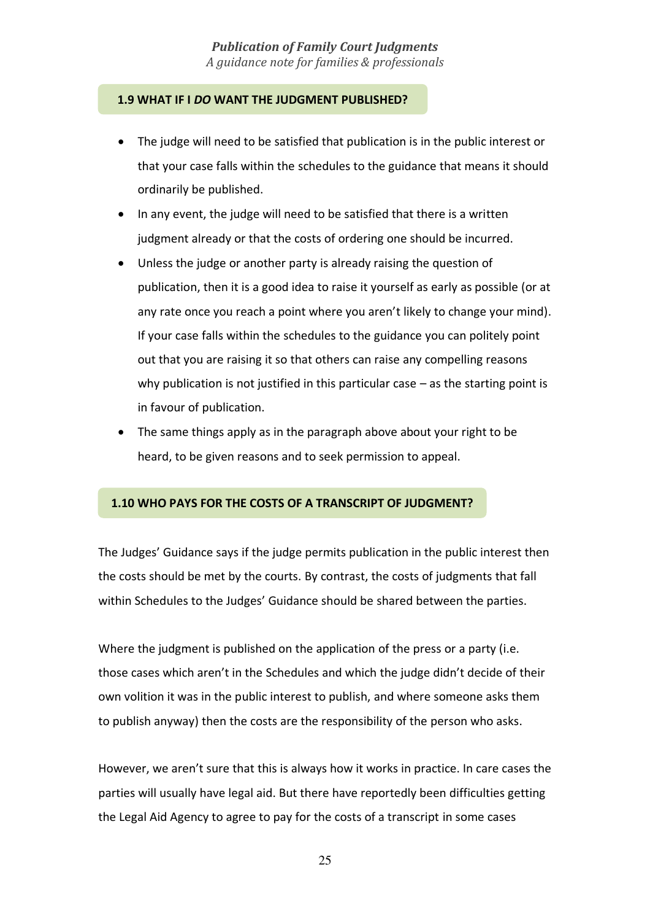### 1.9 WHAT IF I *DO* WANT THE JUDGMENT PUBLISHED?

- The judge will need to be satisfied that publication is in the public interest or that your case falls within the schedules to the guidance that means it should ordinarily be published.
- In any event, the judge will need to be satisfied that there is a written judgment already or that the costs of ordering one should be incurred.
- Unless the judge or another party is already raising the question of publication, then it is a good idea to raise it yourself as early as possible (or at any rate once you reach a point where you aren't likely to change your mind). If your case falls within the schedules to the guidance you can politely point out that you are raising it so that others can raise any compelling reasons why publication is not justified in this particular case – as the starting point is in favour of publication.
- The same things apply as in the paragraph above about your right to be heard, to be given reasons and to seek permission to appeal.

### 1.10 WHO PAYS FOR THE COSTS OF A TRANSCRIPT OF JUDGMENT?

The Judges' Guidance says if the judge permits publication in the public interest then the costs should be met by the courts. By contrast, the costs of judgments that fall within Schedules to the Judges' Guidance should be shared between the parties.

Where the judgment is published on the application of the press or a party (i.e. those cases which aren't in the Schedules and which the judge didn't decide of their own volition it was in the public interest to publish, and where someone asks them to publish anyway) then the costs are the responsibility of the person who asks.

However, we aren't sure that this is always how it works in practice. In care cases the parties will usually have legal aid. But there have reportedly been difficulties getting the Legal Aid Agency to agree to pay for the costs of a transcript in some cases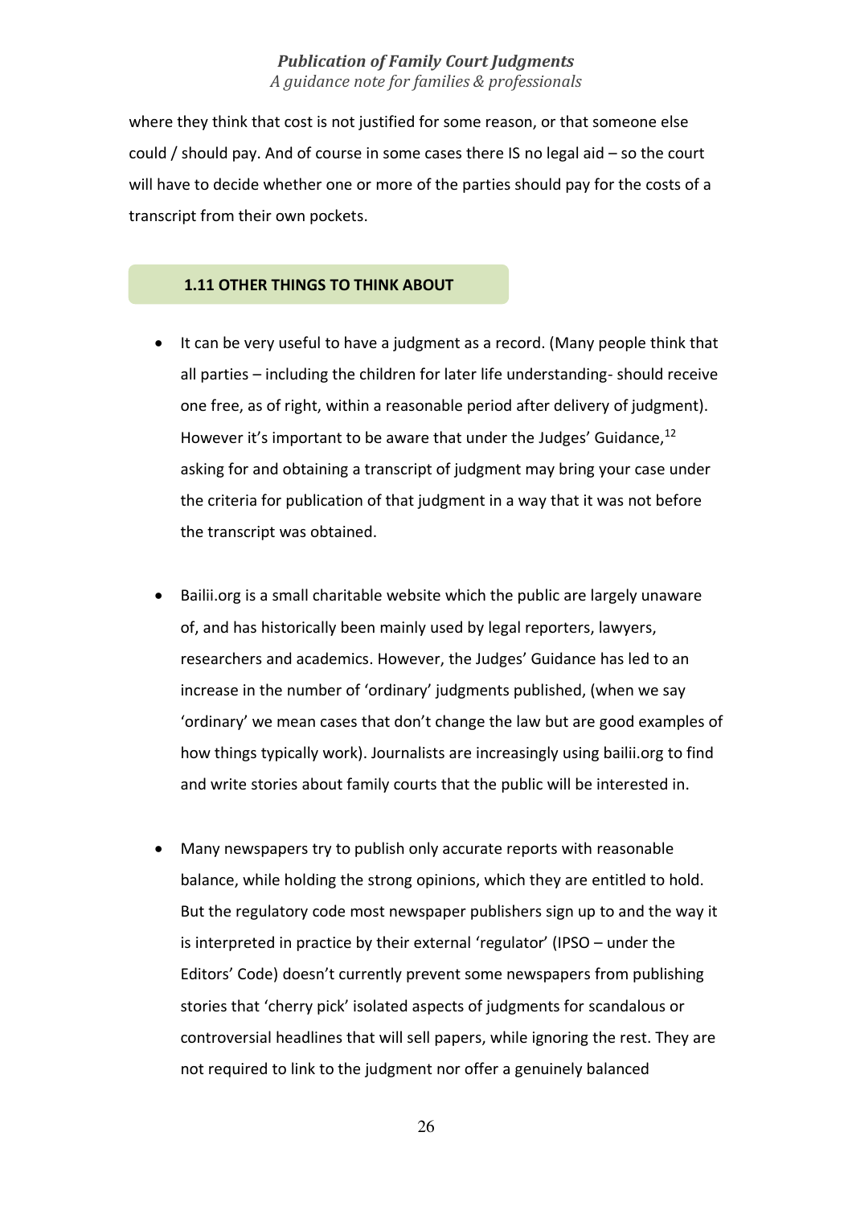where they think that cost is not justified for some reason, or that someone else could / should pay. And of course in some cases there IS no legal aid – so the court will have to decide whether one or more of the parties should pay for the costs of a transcript from their own pockets.

## 1.11 OTHER THINGS TO THINK ABOUT

- It can be very useful to have a judgment as a record. (Many people think that all parties – including the children for later life understanding- should receive one free, as of right, within a reasonable period after delivery of judgment). However it's important to be aware that under the Judges' Guidance,[12] asking for and obtaining a transcript of judgment may bring your case under the criteria for publication of that judgment in a way that it was not before the transcript was obtained.

- Bailii.org is a small charitable website which the public are largely unaware of, and has historically been mainly used by legal reporters, lawyers, researchers and academics. However, the Judges' Guidance has led to an increase in the number of 'ordinary' judgments published, (when we say 'ordinary' we mean cases that don't change the law but are good examples of how things typically work). Journalists are increasingly using bailii.org to find and write stories about family courts that the public will be interested in.

- Many newspapers try to publish only accurate reports with reasonable balance, while holding the strong opinions, which they are entitled to hold. But the regulatory code most newspaper publishers sign up to and the way it is interpreted in practice by their external 'regulator' (IPSO – under the Editors' Code) doesn't currently prevent some newspapers from publishing stories that 'cherry pick' isolated aspects of judgments for scandalous or controversial headlines that will sell papers, while ignoring the rest. They are not required to link to the judgment nor offer a genuinely balanced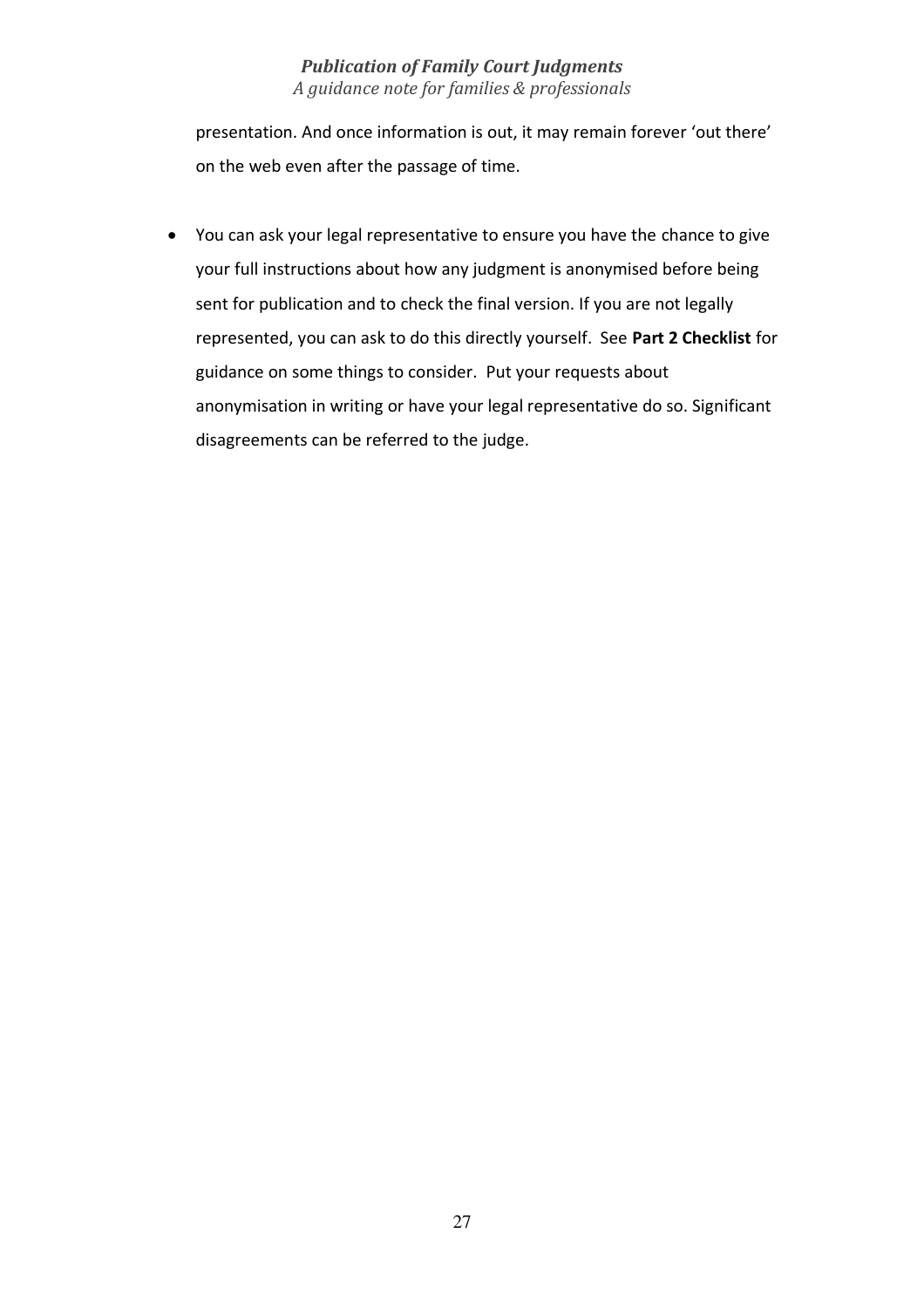presentation. And once information is out, it may remain forever 'out there' on the web even after the passage of time.

- You can ask your legal representative to ensure you have the chance to give your full instructions about how any judgment is anonymised before being sent for publication and to check the final version. If you are not legally represented, you can ask to do this directly yourself. See **Part 2 Checklist** for guidance on some things to consider. Put your requests about anonymisation in writing or have your legal representative do so. Significant disagreements can be referred to the judge.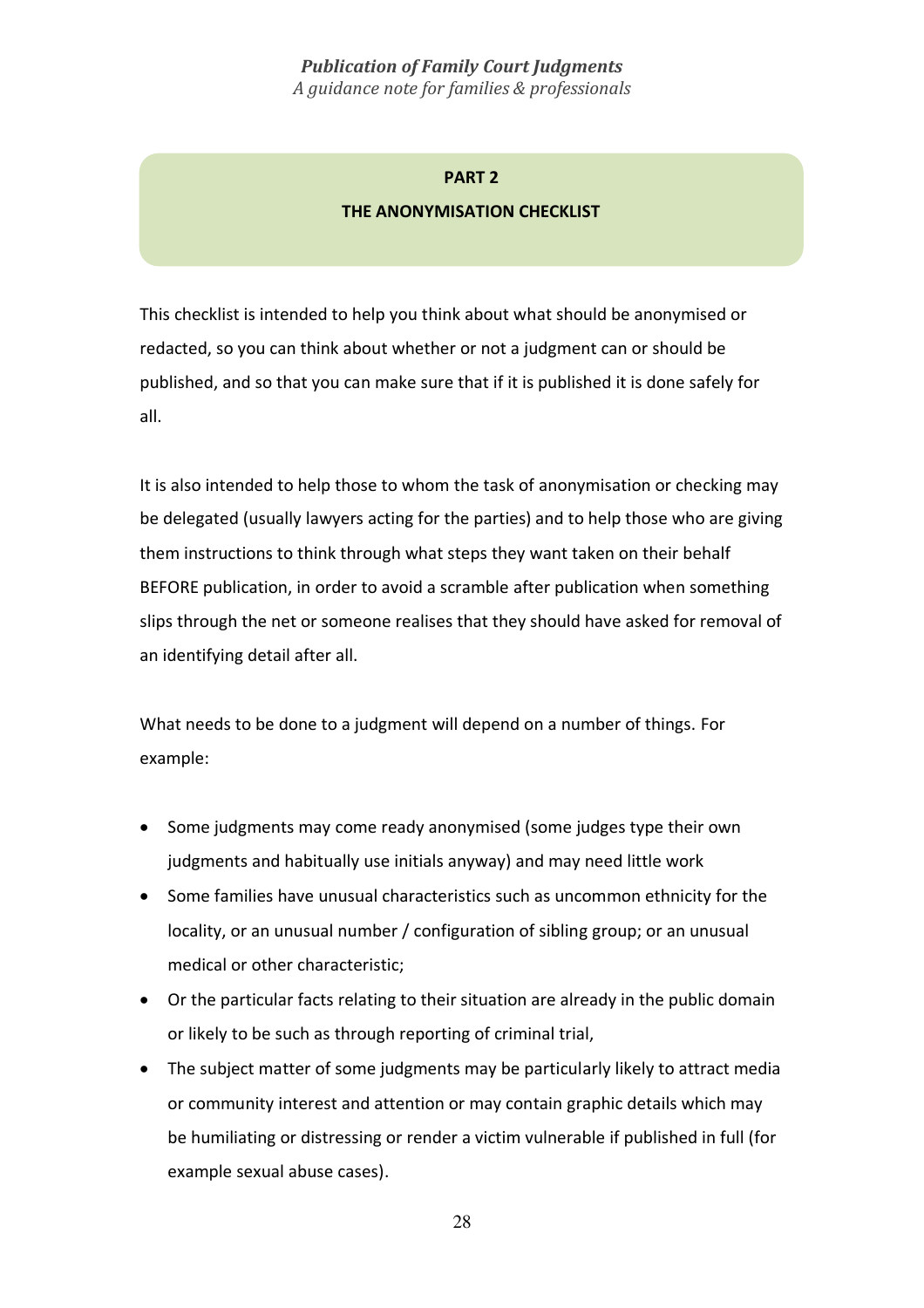## PART 2

## THE ANONYMISATION CHECKLIST

This checklist is intended to help you think about what should be anonymised or redacted, so you can think about whether or not a judgment can or should be published, and so that you can make sure that if it is published it is done safely for all.

It is also intended to help those to whom the task of anonymisation or checking may be delegated (usually lawyers acting for the parties) and to help those who are giving them instructions to think through what steps they want taken on their behalf BEFORE publication, in order to avoid a scramble after publication when something slips through the net or someone realises that they should have asked for removal of an identifying detail after all.

What needs to be done to a judgment will depend on a number of things. For example:

- Some judgments may come ready anonymised (some judges type their own judgments and habitually use initials anyway) and may need little work
- Some families have unusual characteristics such as uncommon ethnicity for the locality, or an unusual number / configuration of sibling group; or an unusual medical or other characteristic;
- Or the particular facts relating to their situation are already in the public domain or likely to be such as through reporting of criminal trial,
- The subject matter of some judgments may be particularly likely to attract media or community interest and attention or may contain graphic details which may be humiliating or distressing or render a victim vulnerable if published in full (for example sexual abuse cases).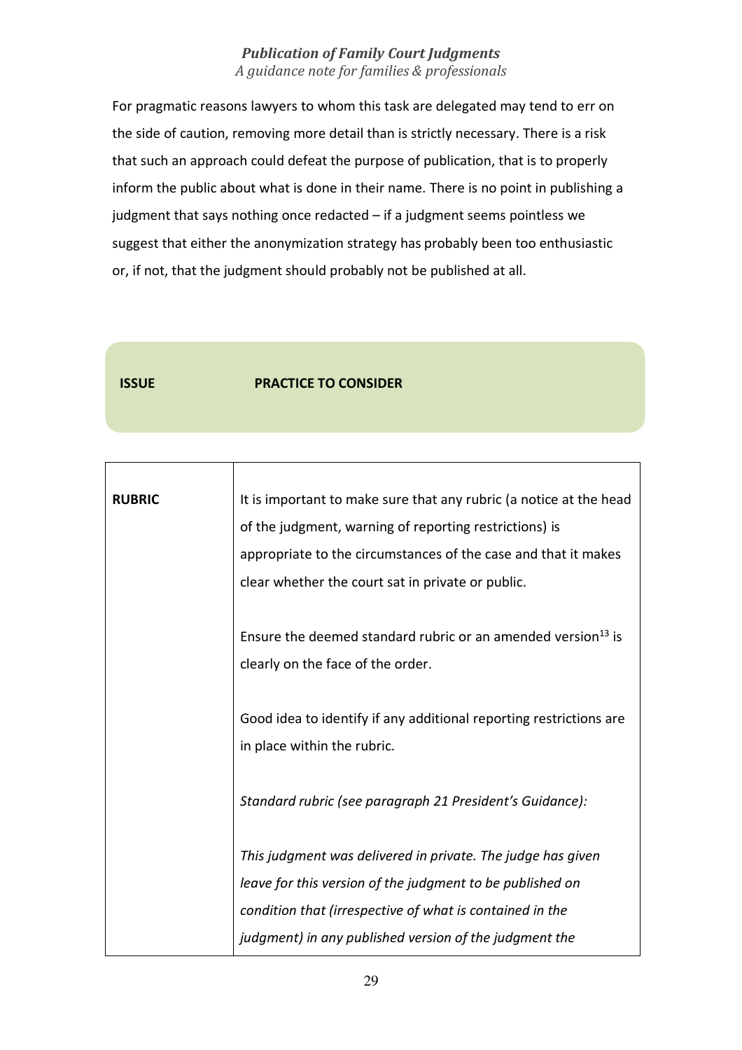For pragmatic reasons lawyers to whom this task are delegated may tend to err on the side of caution, removing more detail than is strictly necessary. There is a risk that such an approach could defeat the purpose of publication, that is to properly inform the public about what is done in their name. There is no point in publishing a judgment that says nothing once redacted – if a judgment seems pointless we suggest that either the anonymization strategy has probably been too enthusiastic or, if not, that the judgment should probably not be published at all.

| ISSUE | PRACTICE TO CONSIDER |
|---|---|
| **RUBRIC** | It is important to make sure that any rubric (a notice at the head of the judgment, warning of reporting restrictions) is appropriate to the circumstances of the case and that it makes clear whether the court sat in private or public.<br><br>Ensure the deemed standard rubric or an amended version[13] is clearly on the face of the order.<br><br>Good idea to identify if any additional reporting restrictions are in place within the rubric.<br><br>*Standard rubric (see paragraph 21 President's Guidance):*<br><br>*This judgment was delivered in private. The judge has given leave for this version of the judgment to be published on condition that (irrespective of what is contained in the judgment) in any published version of the judgment the* |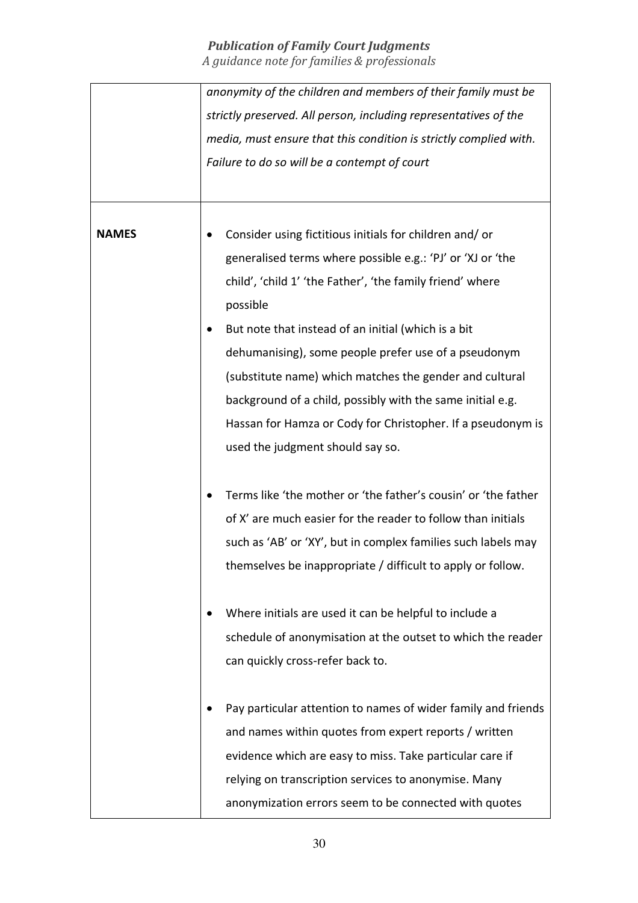| | |
|---|---|
| | *anonymity of the children and members of their family must be strictly preserved. All person, including representatives of the media, must ensure that this condition is strictly complied with. Failure to do so will be a contempt of court* |
| **NAMES** | • Consider using fictitious initials for children and/ or generalised terms where possible e.g.: 'PJ' or 'XJ or 'the child', 'child 1' 'the Father', 'the family friend' where possible<br>• But note that instead of an initial (which is a bit dehumanising), some people prefer use of a pseudonym (substitute name) which matches the gender and cultural background of a child, possibly with the same initial e.g. Hassan for Hamza or Cody for Christopher. If a pseudonym is used the judgment should say so.<br><br>• Terms like 'the mother or 'the father's cousin' or 'the father of X' are much easier for the reader to follow than initials such as 'AB' or 'XY', but in complex families such labels may themselves be inappropriate / difficult to apply or follow.<br><br>• Where initials are used it can be helpful to include a schedule of anonymisation at the outset to which the reader can quickly cross-refer back to.<br><br>• Pay particular attention to names of wider family and friends and names within quotes from expert reports / written evidence which are easy to miss. Take particular care if relying on transcription services to anonymise. Many anonymization errors seem to be connected with quotes |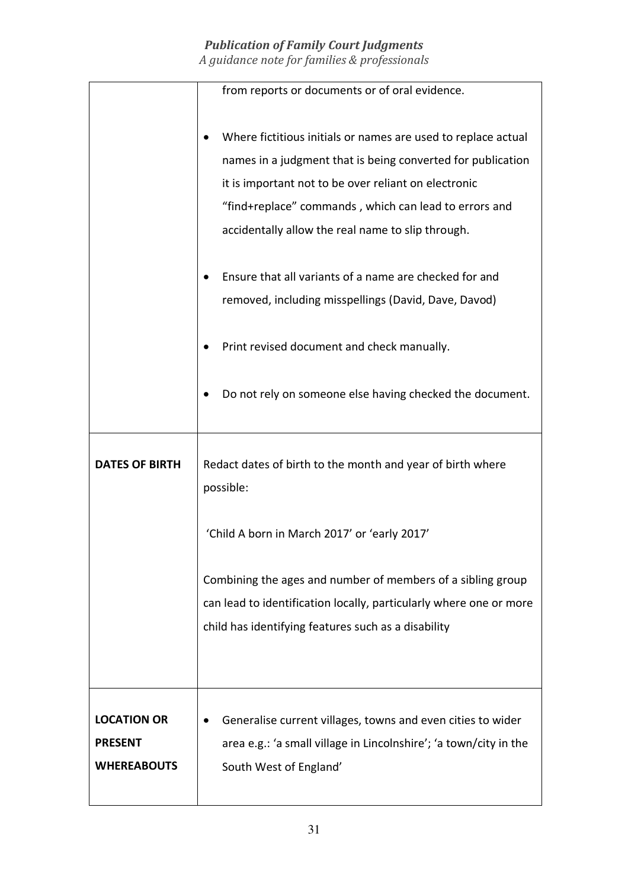| | |
|---|---|
| | from reports or documents or of oral evidence.<br><br>• Where fictitious initials or names are used to replace actual names in a judgment that is being converted for publication it is important not to be over reliant on electronic "find+replace" commands , which can lead to errors and accidentally allow the real name to slip through.<br><br>• Ensure that all variants of a name are checked for and removed, including misspellings (David, Dave, Davod)<br><br>• Print revised document and check manually.<br><br>• Do not rely on someone else having checked the document. |
| **DATES OF BIRTH** | Redact dates of birth to the month and year of birth where possible:<br><br>'Child A born in March 2017' or 'early 2017'<br><br>Combining the ages and number of members of a sibling group can lead to identification locally, particularly where one or more child has identifying features such as a disability |
| **LOCATION OR PRESENT WHEREABOUTS** | • Generalise current villages, towns and even cities to wider area e.g.: 'a small village in Lincolnshire'; 'a town/city in the South West of England' |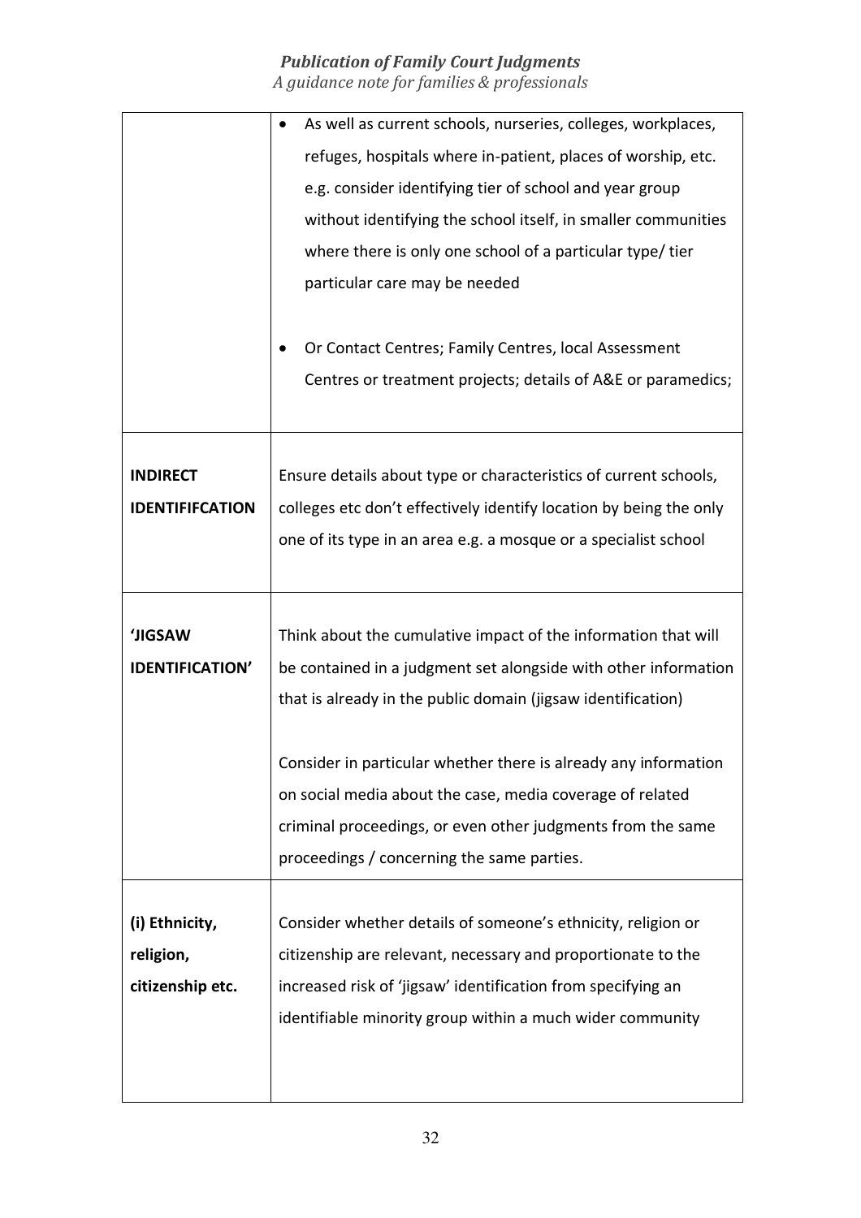| | |
|---|---|
| | • As well as current schools, nurseries, colleges, workplaces, refuges, hospitals where in-patient, places of worship, etc. e.g. consider identifying tier of school and year group without identifying the school itself, in smaller communities where there is only one school of a particular type/ tier particular care may be needed<br><br>• Or Contact Centres; Family Centres, local Assessment Centres or treatment projects; details of A&E or paramedics; |
| **INDIRECT IDENTIFIFCATION** | Ensure details about type or characteristics of current schools, colleges etc don't effectively identify location by being the only one of its type in an area e.g. a mosque or a specialist school |
| **'JIGSAW IDENTIFICATION'** | Think about the cumulative impact of the information that will be contained in a judgment set alongside with other information that is already in the public domain (jigsaw identification)<br><br>Consider in particular whether there is already any information on social media about the case, media coverage of related criminal proceedings, or even other judgments from the same proceedings / concerning the same parties. |
| **(i) Ethnicity, religion, citizenship etc.** | Consider whether details of someone's ethnicity, religion or citizenship are relevant, necessary and proportionate to the increased risk of 'jigsaw' identification from specifying an identifiable minority group within a much wider community |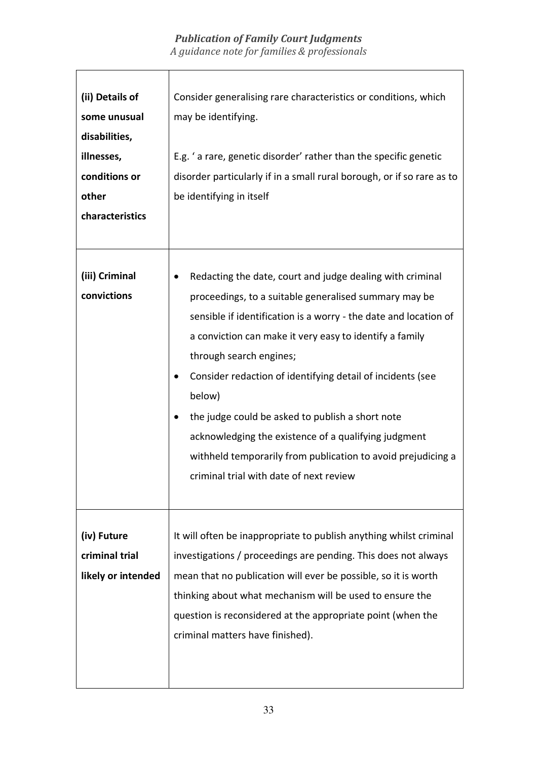| | |
|---|---|
| **(ii) Details of some unusual disabilities, illnesses, conditions or other characteristics** | Consider generalising rare characteristics or conditions, which may be identifying.<br><br>E.g. ' a rare, genetic disorder' rather than the specific genetic disorder particularly if in a small rural borough, or if so rare as to be identifying in itself |
| **(iii) Criminal convictions** | • Redacting the date, court and judge dealing with criminal proceedings, to a suitable generalised summary may be sensible if identification is a worry - the date and location of a conviction can make it very easy to identify a family through search engines;<br>• Consider redaction of identifying detail of incidents (see below)<br>• the judge could be asked to publish a short note acknowledging the existence of a qualifying judgment withheld temporarily from publication to avoid prejudicing a criminal trial with date of next review |
| **(iv) Future criminal trial likely or intended** | It will often be inappropriate to publish anything whilst criminal investigations / proceedings are pending. This does not always mean that no publication will ever be possible, so it is worth thinking about what mechanism will be used to ensure the question is reconsidered at the appropriate point (when the criminal matters have finished). |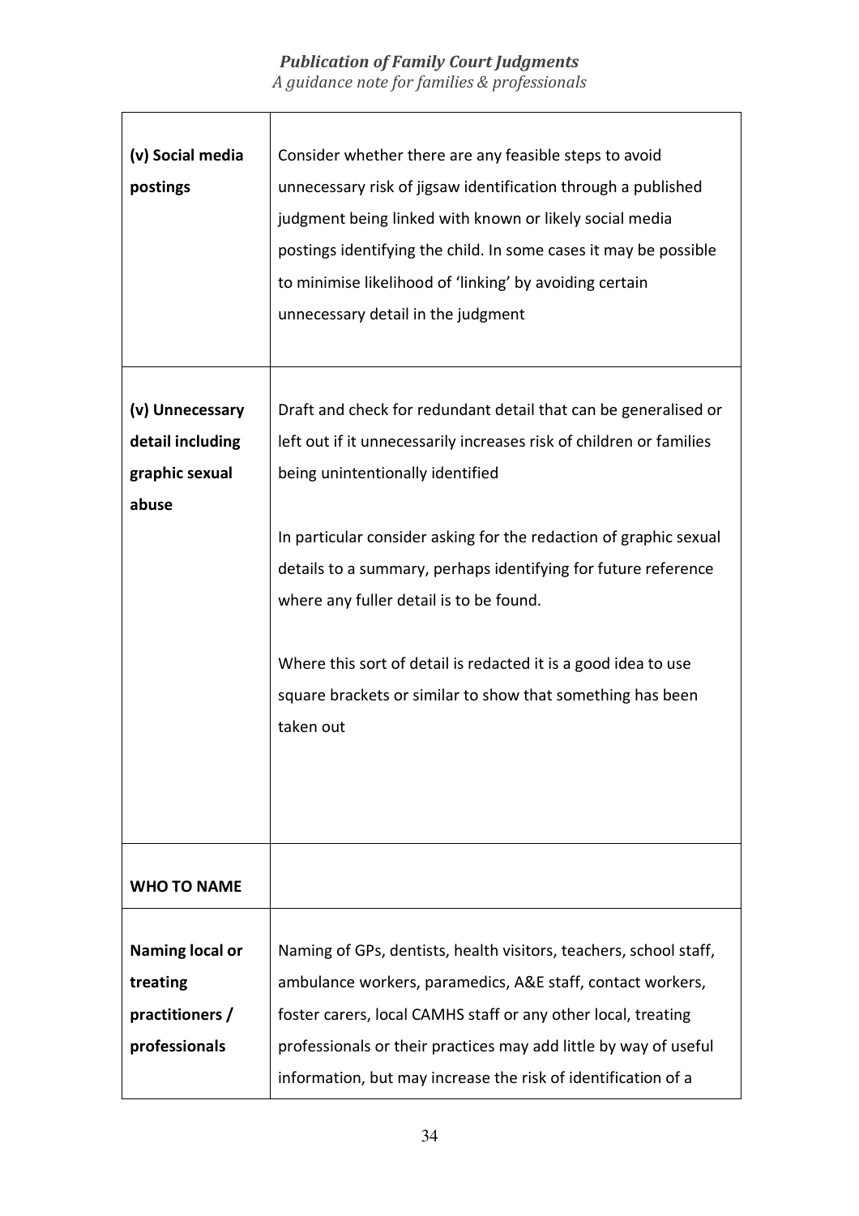| | |
|---|---|
| **(v) Social media postings** | Consider whether there are any feasible steps to avoid unnecessary risk of jigsaw identification through a published judgment being linked with known or likely social media postings identifying the child. In some cases it may be possible to minimise likelihood of 'linking' by avoiding certain unnecessary detail in the judgment |
| **(v) Unnecessary detail including graphic sexual abuse** | Draft and check for redundant detail that can be generalised or left out if it unnecessarily increases risk of children or families being unintentionally identified<br><br>In particular consider asking for the redaction of graphic sexual details to a summary, perhaps identifying for future reference where any fuller detail is to be found.<br><br>Where this sort of detail is redacted it is a good idea to use square brackets or similar to show that something has been taken out |
| **WHO TO NAME** | |
| **Naming local or treating practitioners / professionals** | Naming of GPs, dentists, health visitors, teachers, school staff, ambulance workers, paramedics, A&E staff, contact workers, foster carers, local CAMHS staff or any other local, treating professionals or their practices may add little by way of useful information, but may increase the risk of identification of a |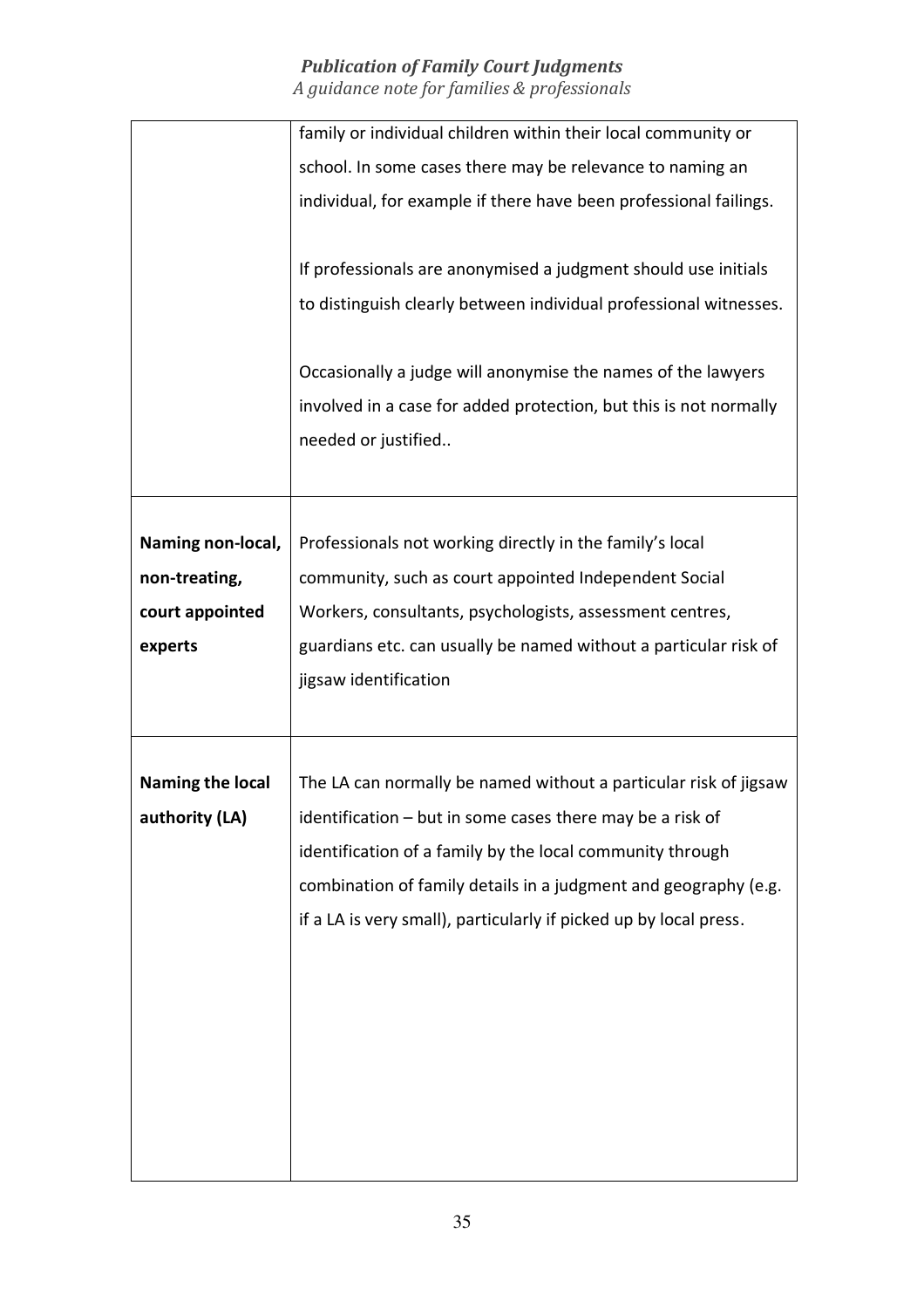| | |
|---|---|
| | family or individual children within their local community or school. In some cases there may be relevance to naming an individual, for example if there have been professional failings.<br><br>If professionals are anonymised a judgment should use initials to distinguish clearly between individual professional witnesses.<br><br>Occasionally a judge will anonymise the names of the lawyers involved in a case for added protection, but this is not normally needed or justified.. |
| **Naming non-local, non-treating, court appointed experts** | Professionals not working directly in the family's local community, such as court appointed Independent Social Workers, consultants, psychologists, assessment centres, guardians etc. can usually be named without a particular risk of jigsaw identification |
| **Naming the local authority (LA)** | The LA can normally be named without a particular risk of jigsaw identification – but in some cases there may be a risk of identification of a family by the local community through combination of family details in a judgment and geography (e.g. if a LA is very small), particularly if picked up by local press. |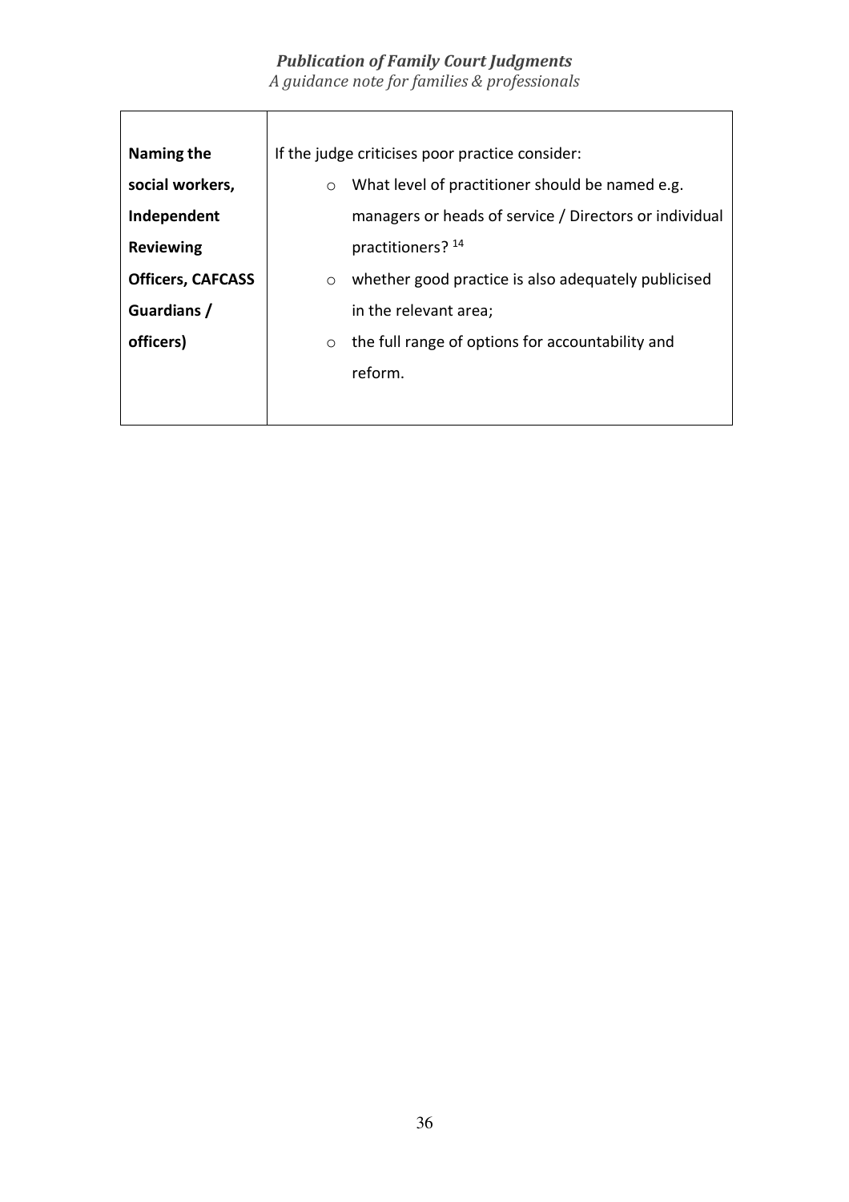| **Naming the social workers, Independent Reviewing Officers, CAFCASS Guardians / officers)** | If the judge criticises poor practice consider:<br>○ What level of practitioner should be named e.g. managers or heads of service / Directors or individual practitioners? [14]<br>○ whether good practice is also adequately publicised in the relevant area;<br>○ the full range of options for accountability and reform. |
|---|---|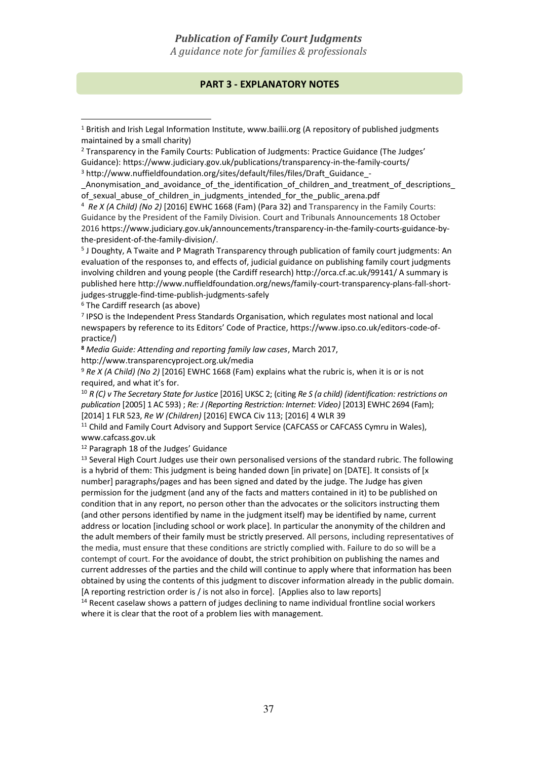## PART 3 - EXPLANATORY NOTES

[1] British and Irish Legal Information Institute, www.bailii.org (A repository of published judgments maintained by a small charity)

[2] Transparency in the Family Courts: Publication of Judgments: Practice Guidance (The Judges' Guidance): https://www.judiciary.gov.uk/publications/transparency-in-the-family-courts/

[3] http://www.nuffieldfoundation.org/sites/default/files/files/Draft_Guidance_-_Anonymisation_and_avoidance_of_the_identification_of_children_and_treatment_of_descriptions_of_sexual_abuse_of_children_in_judgments_intended_for_the_public_arena.pdf

[4] *Re X (A Child) (No 2)* [2016] EWHC 1668 (Fam) (Para 32) and Transparency in the Family Courts: Guidance by the President of the Family Division. Court and Tribunals Announcements 18 October 2016 https://www.judiciary.gov.uk/announcements/transparency-in-the-family-courts-guidance-by-the-president-of-the-family-division/.

[5] J Doughty, A Twaite and P Magrath Transparency through publication of family court judgments: An evaluation of the responses to, and effects of, judicial guidance on publishing family court judgments involving children and young people (the Cardiff research) http://orca.cf.ac.uk/99141/ A summary is published here http://www.nuffieldfoundation.org/news/family-court-transparency-plans-fall-short-judges-struggle-find-time-publish-judgments-safely

[6] The Cardiff research (as above)

[7] IPSO is the Independent Press Standards Organisation, which regulates most national and local newspapers by reference to its Editors' Code of Practice, https://www.ipso.co.uk/editors-code-of-practice/)

[8] *Media Guide: Attending and reporting family law cases*, March 2017, http://www.transparencyproject.org.uk/media

[9] *Re X (A Child) (No 2)* [2016] EWHC 1668 (Fam) explains what the rubric is, when it is or is not required, and what it's for.

[10] *R (C) v The Secretary State for Justice* [2016] UKSC 2; (citing *Re S (a child) (identification: restrictions on publication* [2005] 1 AC 593) ; *Re: J (Reporting Restriction: Internet: Video)* [2013] EWHC 2694 (Fam); [2014] 1 FLR 523, *Re W (Children)* [2016] EWCA Civ 113; [2016] 4 WLR 39

[11] Child and Family Court Advisory and Support Service (CAFCASS or CAFCASS Cymru in Wales), www.cafcass.gov.uk

[12] Paragraph 18 of the Judges' Guidance

[13] Several High Court Judges use their own personalised versions of the standard rubric. The following is a hybrid of them: This judgment is being handed down [in private] on [DATE]. It consists of [x number] paragraphs/pages and has been signed and dated by the judge. The Judge has given permission for the judgment (and any of the facts and matters contained in it) to be published on condition that in any report, no person other than the advocates or the solicitors instructing them (and other persons identified by name in the judgment itself) may be identified by name, current address or location [including school or work place]. In particular the anonymity of the children and the adult members of their family must be strictly preserved. All persons, including representatives of the media, must ensure that these conditions are strictly complied with. Failure to do so will be a contempt of court. For the avoidance of doubt, the strict prohibition on publishing the names and current addresses of the parties and the child will continue to apply where that information has been obtained by using the contents of this judgment to discover information already in the public domain. [A reporting restriction order is / is not also in force]. [Applies also to law reports]

[14] Recent caselaw shows a pattern of judges declining to name individual frontline social workers where it is clear that the root of a problem lies with management.